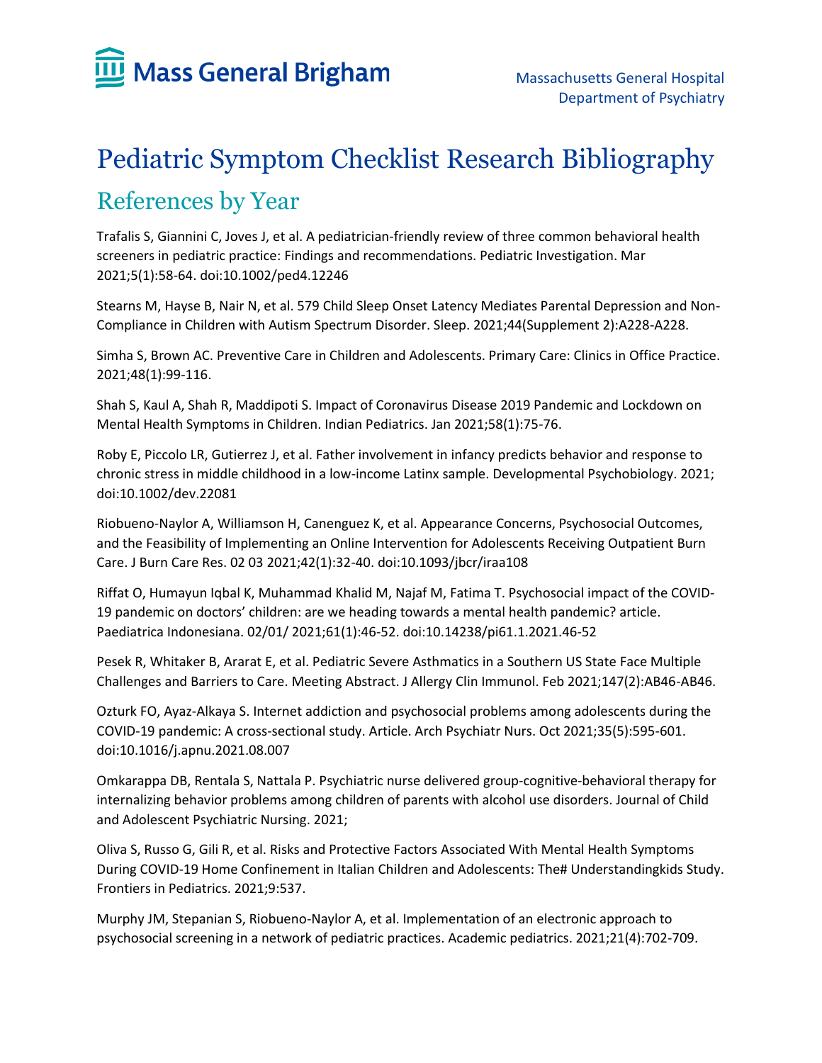Mass General Brigham

Massachusetts General Hospital
Department of Psychiatry

# Pediatric Symptom Checklist Research Bibliography

## References by Year

Trafalis S, Giannini C, Joves J, et al. A pediatrician-friendly review of three common behavioral health screeners in pediatric practice: Findings and recommendations. Pediatric Investigation. Mar 2021;5(1):58-64. doi:10.1002/ped4.12246

Stearns M, Hayse B, Nair N, et al. 579 Child Sleep Onset Latency Mediates Parental Depression and Non-Compliance in Children with Autism Spectrum Disorder. Sleep. 2021;44(Supplement 2):A228-A228.

Simha S, Brown AC. Preventive Care in Children and Adolescents. Primary Care: Clinics in Office Practice. 2021;48(1):99-116.

Shah S, Kaul A, Shah R, Maddipoti S. Impact of Coronavirus Disease 2019 Pandemic and Lockdown on Mental Health Symptoms in Children. Indian Pediatrics. Jan 2021;58(1):75-76.

Roby E, Piccolo LR, Gutierrez J, et al. Father involvement in infancy predicts behavior and response to chronic stress in middle childhood in a low-income Latinx sample. Developmental Psychobiology. 2021; doi:10.1002/dev.22081

Riobueno-Naylor A, Williamson H, Canenguez K, et al. Appearance Concerns, Psychosocial Outcomes, and the Feasibility of Implementing an Online Intervention for Adolescents Receiving Outpatient Burn Care. J Burn Care Res. 02 03 2021;42(1):32-40. doi:10.1093/jbcr/iraa108

Riffat O, Humayun Iqbal K, Muhammad Khalid M, Najaf M, Fatima T. Psychosocial impact of the COVID-19 pandemic on doctors' children: are we heading towards a mental health pandemic? article. Paediatrica Indonesiana. 02/01/ 2021;61(1):46-52. doi:10.14238/pi61.1.2021.46-52

Pesek R, Whitaker B, Ararat E, et al. Pediatric Severe Asthmatics in a Southern US State Face Multiple Challenges and Barriers to Care. Meeting Abstract. J Allergy Clin Immunol. Feb 2021;147(2):AB46-AB46.

Ozturk FO, Ayaz-Alkaya S. Internet addiction and psychosocial problems among adolescents during the COVID-19 pandemic: A cross-sectional study. Article. Arch Psychiatr Nurs. Oct 2021;35(5):595-601. doi:10.1016/j.apnu.2021.08.007

Omkarappa DB, Rentala S, Nattala P. Psychiatric nurse delivered group-cognitive-behavioral therapy for internalizing behavior problems among children of parents with alcohol use disorders. Journal of Child and Adolescent Psychiatric Nursing. 2021;

Oliva S, Russo G, Gili R, et al. Risks and Protective Factors Associated With Mental Health Symptoms During COVID-19 Home Confinement in Italian Children and Adolescents: The# Understandingkids Study. Frontiers in Pediatrics. 2021;9:537.

Murphy JM, Stepanian S, Riobueno-Naylor A, et al. Implementation of an electronic approach to psychosocial screening in a network of pediatric practices. Academic pediatrics. 2021;21(4):702-709.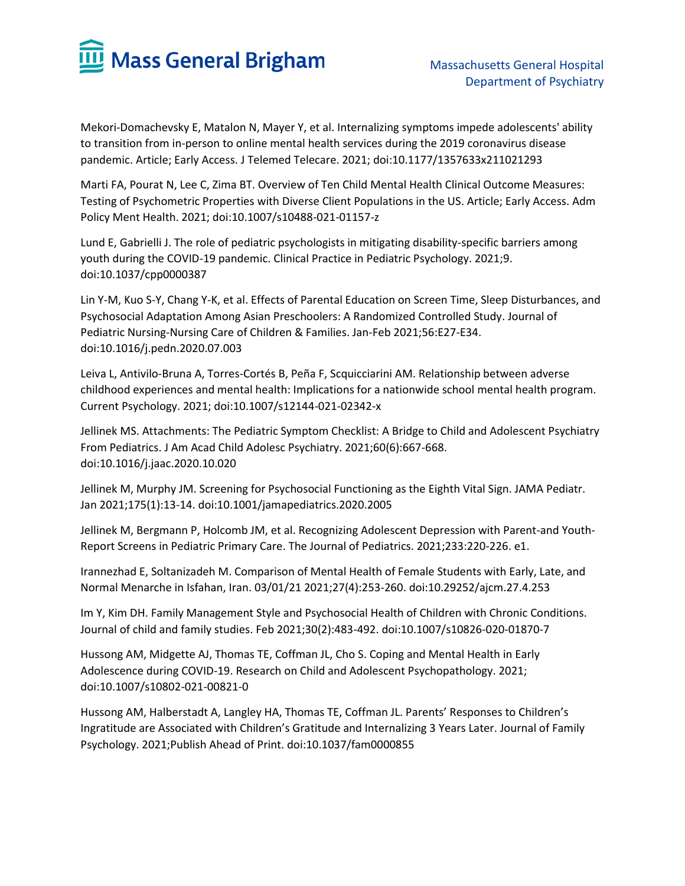Mekori-Domachevsky E, Matalon N, Mayer Y, et al. Internalizing symptoms impede adolescents' ability to transition from in-person to online mental health services during the 2019 coronavirus disease pandemic. Article; Early Access. J Telemed Telecare. 2021; doi:10.1177/1357633x211021293

Marti FA, Pourat N, Lee C, Zima BT. Overview of Ten Child Mental Health Clinical Outcome Measures: Testing of Psychometric Properties with Diverse Client Populations in the US. Article; Early Access. Adm Policy Ment Health. 2021; doi:10.1007/s10488-021-01157-z

Lund E, Gabrielli J. The role of pediatric psychologists in mitigating disability-specific barriers among youth during the COVID-19 pandemic. Clinical Practice in Pediatric Psychology. 2021;9. doi:10.1037/cpp0000387

Lin Y-M, Kuo S-Y, Chang Y-K, et al. Effects of Parental Education on Screen Time, Sleep Disturbances, and Psychosocial Adaptation Among Asian Preschoolers: A Randomized Controlled Study. Journal of Pediatric Nursing-Nursing Care of Children & Families. Jan-Feb 2021;56:E27-E34. doi:10.1016/j.pedn.2020.07.003

Leiva L, Antivilo-Bruna A, Torres-Cortés B, Peña F, Scquicciarini AM. Relationship between adverse childhood experiences and mental health: Implications for a nationwide school mental health program. Current Psychology. 2021; doi:10.1007/s12144-021-02342-x

Jellinek MS. Attachments: The Pediatric Symptom Checklist: A Bridge to Child and Adolescent Psychiatry From Pediatrics. J Am Acad Child Adolesc Psychiatry. 2021;60(6):667-668. doi:10.1016/j.jaac.2020.10.020

Jellinek M, Murphy JM. Screening for Psychosocial Functioning as the Eighth Vital Sign. JAMA Pediatr. Jan 2021;175(1):13-14. doi:10.1001/jamapediatrics.2020.2005

Jellinek M, Bergmann P, Holcomb JM, et al. Recognizing Adolescent Depression with Parent-and Youth-Report Screens in Pediatric Primary Care. The Journal of Pediatrics. 2021;233:220-226. e1.

Irannezhad E, Soltanizadeh M. Comparison of Mental Health of Female Students with Early, Late, and Normal Menarche in Isfahan, Iran. 03/01/21 2021;27(4):253-260. doi:10.29252/ajcm.27.4.253

Im Y, Kim DH. Family Management Style and Psychosocial Health of Children with Chronic Conditions. Journal of child and family studies. Feb 2021;30(2):483-492. doi:10.1007/s10826-020-01870-7

Hussong AM, Midgette AJ, Thomas TE, Coffman JL, Cho S. Coping and Mental Health in Early Adolescence during COVID-19. Research on Child and Adolescent Psychopathology. 2021; doi:10.1007/s10802-021-00821-0

Hussong AM, Halberstadt A, Langley HA, Thomas TE, Coffman JL. Parents' Responses to Children's Ingratitude are Associated with Children's Gratitude and Internalizing 3 Years Later. Journal of Family Psychology. 2021;Publish Ahead of Print. doi:10.1037/fam0000855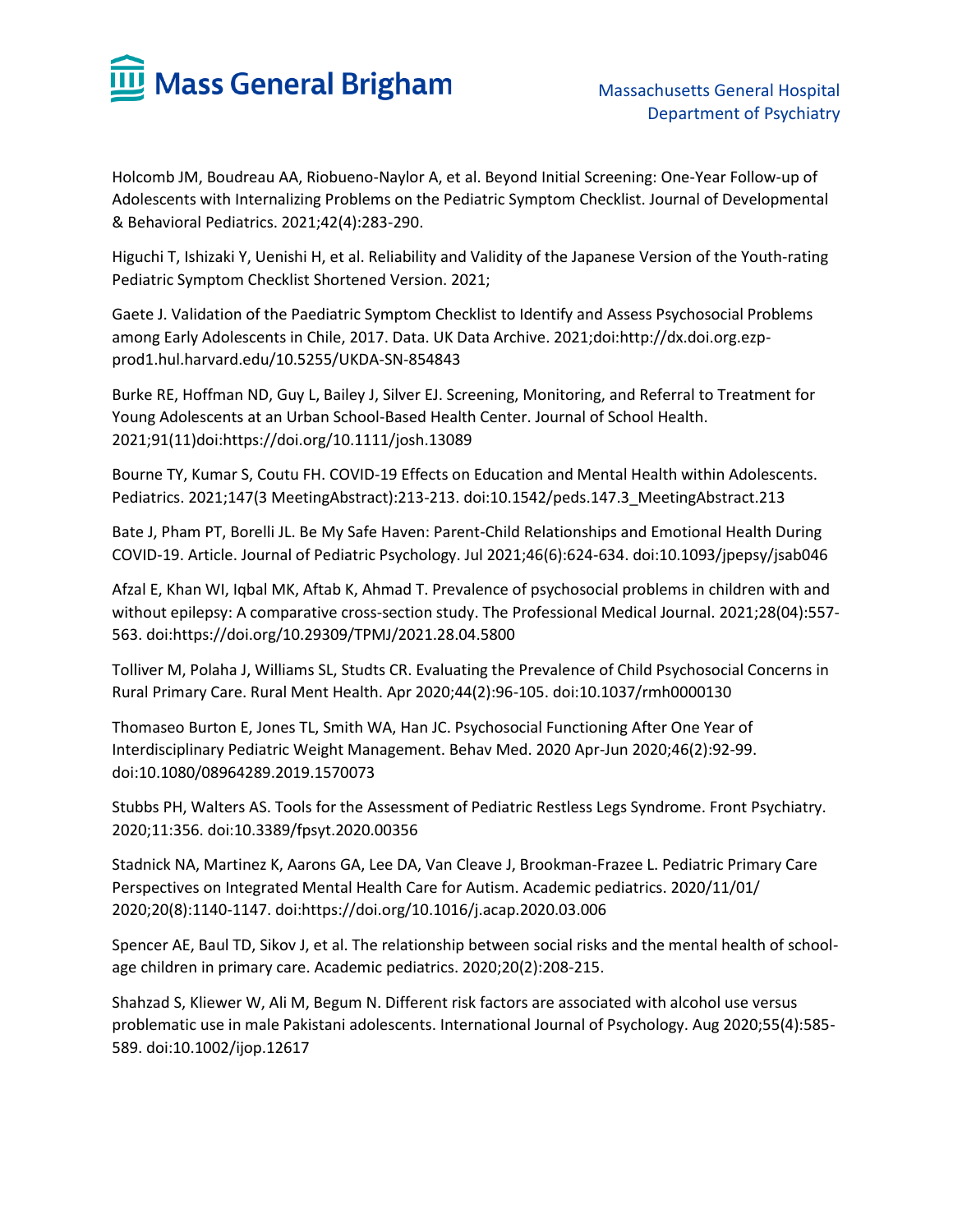Holcomb JM, Boudreau AA, Riobueno-Naylor A, et al. Beyond Initial Screening: One-Year Follow-up of Adolescents with Internalizing Problems on the Pediatric Symptom Checklist. Journal of Developmental & Behavioral Pediatrics. 2021;42(4):283-290.

Higuchi T, Ishizaki Y, Uenishi H, et al. Reliability and Validity of the Japanese Version of the Youth-rating Pediatric Symptom Checklist Shortened Version. 2021;

Gaete J. Validation of the Paediatric Symptom Checklist to Identify and Assess Psychosocial Problems among Early Adolescents in Chile, 2017. Data. UK Data Archive. 2021;doi:http://dx.doi.org.ezp-prod1.hul.harvard.edu/10.5255/UKDA-SN-854843

Burke RE, Hoffman ND, Guy L, Bailey J, Silver EJ. Screening, Monitoring, and Referral to Treatment for Young Adolescents at an Urban School-Based Health Center. Journal of School Health. 2021;91(11)doi:https://doi.org/10.1111/josh.13089

Bourne TY, Kumar S, Coutu FH. COVID-19 Effects on Education and Mental Health within Adolescents. Pediatrics. 2021;147(3 MeetingAbstract):213-213. doi:10.1542/peds.147.3_MeetingAbstract.213

Bate J, Pham PT, Borelli JL. Be My Safe Haven: Parent-Child Relationships and Emotional Health During COVID-19. Article. Journal of Pediatric Psychology. Jul 2021;46(6):624-634. doi:10.1093/jpepsy/jsab046

Afzal E, Khan WI, Iqbal MK, Aftab K, Ahmad T. Prevalence of psychosocial problems in children with and without epilepsy: A comparative cross-section study. The Professional Medical Journal. 2021;28(04):557-563. doi:https://doi.org/10.29309/TPMJ/2021.28.04.5800

Tolliver M, Polaha J, Williams SL, Studts CR. Evaluating the Prevalence of Child Psychosocial Concerns in Rural Primary Care. Rural Ment Health. Apr 2020;44(2):96-105. doi:10.1037/rmh0000130

Thomaseo Burton E, Jones TL, Smith WA, Han JC. Psychosocial Functioning After One Year of Interdisciplinary Pediatric Weight Management. Behav Med. 2020 Apr-Jun 2020;46(2):92-99. doi:10.1080/08964289.2019.1570073

Stubbs PH, Walters AS. Tools for the Assessment of Pediatric Restless Legs Syndrome. Front Psychiatry. 2020;11:356. doi:10.3389/fpsyt.2020.00356

Stadnick NA, Martinez K, Aarons GA, Lee DA, Van Cleave J, Brookman-Frazee L. Pediatric Primary Care Perspectives on Integrated Mental Health Care for Autism. Academic pediatrics. 2020/11/01/ 2020;20(8):1140-1147. doi:https://doi.org/10.1016/j.acap.2020.03.006

Spencer AE, Baul TD, Sikov J, et al. The relationship between social risks and the mental health of school-age children in primary care. Academic pediatrics. 2020;20(2):208-215.

Shahzad S, Kliewer W, Ali M, Begum N. Different risk factors are associated with alcohol use versus problematic use in male Pakistani adolescents. International Journal of Psychology. Aug 2020;55(4):585-589. doi:10.1002/ijop.12617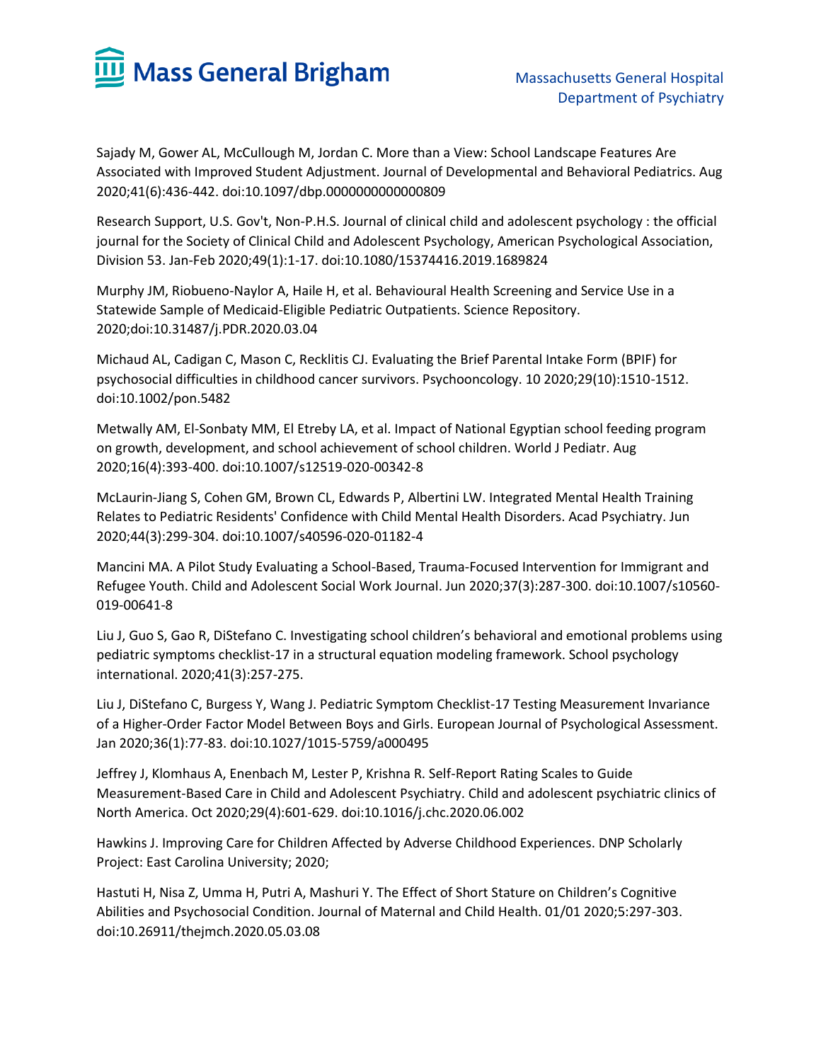Sajady M, Gower AL, McCullough M, Jordan C. More than a View: School Landscape Features Are Associated with Improved Student Adjustment. Journal of Developmental and Behavioral Pediatrics. Aug 2020;41(6):436-442. doi:10.1097/dbp.0000000000000809

Research Support, U.S. Gov't, Non-P.H.S. Journal of clinical child and adolescent psychology : the official journal for the Society of Clinical Child and Adolescent Psychology, American Psychological Association, Division 53. Jan-Feb 2020;49(1):1-17. doi:10.1080/15374416.2019.1689824

Murphy JM, Riobueno-Naylor A, Haile H, et al. Behavioural Health Screening and Service Use in a Statewide Sample of Medicaid-Eligible Pediatric Outpatients. Science Repository. 2020;doi:10.31487/j.PDR.2020.03.04

Michaud AL, Cadigan C, Mason C, Recklitis CJ. Evaluating the Brief Parental Intake Form (BPIF) for psychosocial difficulties in childhood cancer survivors. Psychooncology. 10 2020;29(10):1510-1512. doi:10.1002/pon.5482

Metwally AM, El-Sonbaty MM, El Etreby LA, et al. Impact of National Egyptian school feeding program on growth, development, and school achievement of school children. World J Pediatr. Aug 2020;16(4):393-400. doi:10.1007/s12519-020-00342-8

McLaurin-Jiang S, Cohen GM, Brown CL, Edwards P, Albertini LW. Integrated Mental Health Training Relates to Pediatric Residents' Confidence with Child Mental Health Disorders. Acad Psychiatry. Jun 2020;44(3):299-304. doi:10.1007/s40596-020-01182-4

Mancini MA. A Pilot Study Evaluating a School-Based, Trauma-Focused Intervention for Immigrant and Refugee Youth. Child and Adolescent Social Work Journal. Jun 2020;37(3):287-300. doi:10.1007/s10560-019-00641-8

Liu J, Guo S, Gao R, DiStefano C. Investigating school children's behavioral and emotional problems using pediatric symptoms checklist-17 in a structural equation modeling framework. School psychology international. 2020;41(3):257-275.

Liu J, DiStefano C, Burgess Y, Wang J. Pediatric Symptom Checklist-17 Testing Measurement Invariance of a Higher-Order Factor Model Between Boys and Girls. European Journal of Psychological Assessment. Jan 2020;36(1):77-83. doi:10.1027/1015-5759/a000495

Jeffrey J, Klomhaus A, Enenbach M, Lester P, Krishna R. Self-Report Rating Scales to Guide Measurement-Based Care in Child and Adolescent Psychiatry. Child and adolescent psychiatric clinics of North America. Oct 2020;29(4):601-629. doi:10.1016/j.chc.2020.06.002

Hawkins J. Improving Care for Children Affected by Adverse Childhood Experiences. DNP Scholarly Project: East Carolina University; 2020;

Hastuti H, Nisa Z, Umma H, Putri A, Mashuri Y. The Effect of Short Stature on Children's Cognitive Abilities and Psychosocial Condition. Journal of Maternal and Child Health. 01/01 2020;5:297-303. doi:10.26911/thejmch.2020.05.03.08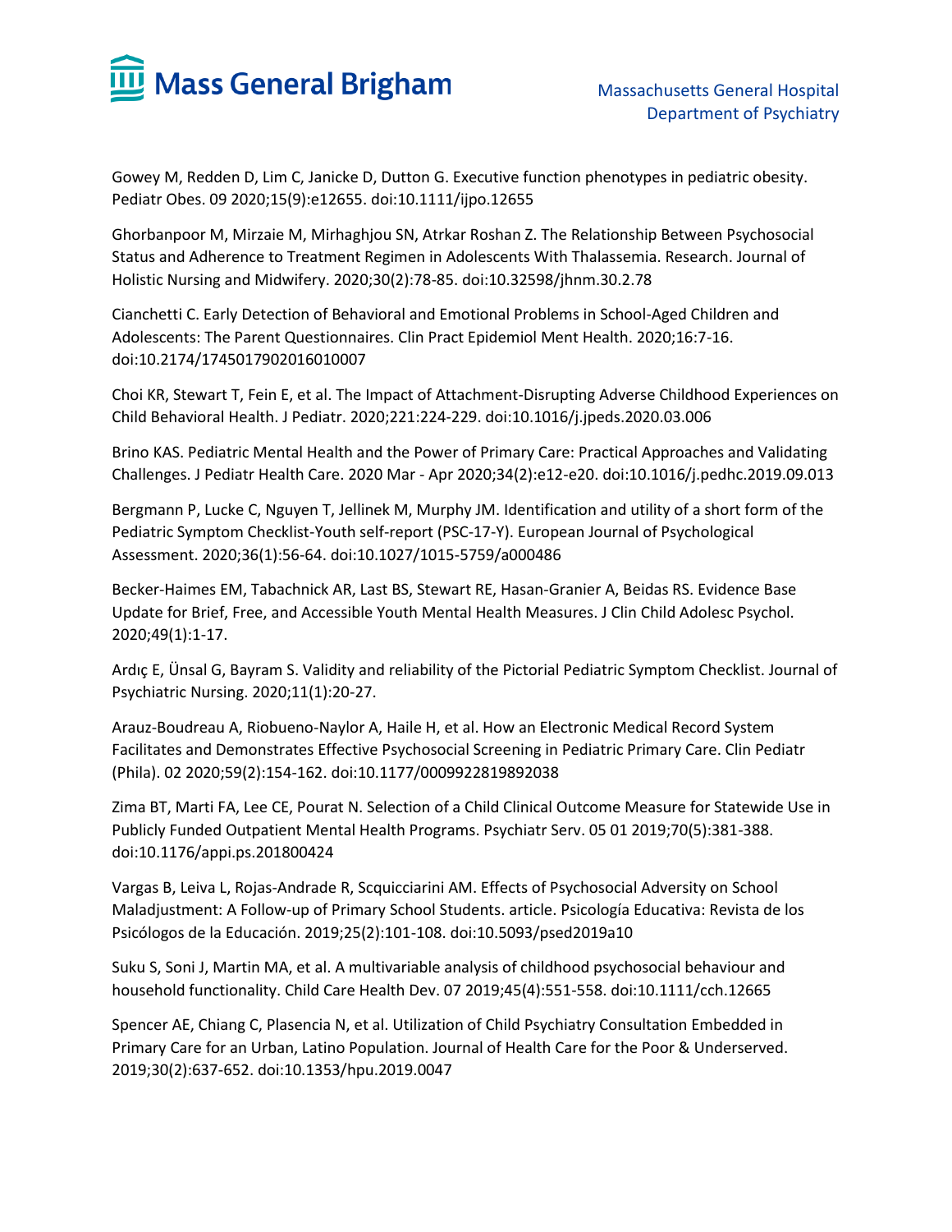Gowey M, Redden D, Lim C, Janicke D, Dutton G. Executive function phenotypes in pediatric obesity. Pediatr Obes. 09 2020;15(9):e12655. doi:10.1111/ijpo.12655

Ghorbanpoor M, Mirzaie M, Mirhaghjou SN, Atrkar Roshan Z. The Relationship Between Psychosocial Status and Adherence to Treatment Regimen in Adolescents With Thalassemia. Research. Journal of Holistic Nursing and Midwifery. 2020;30(2):78-85. doi:10.32598/jhnm.30.2.78

Cianchetti C. Early Detection of Behavioral and Emotional Problems in School-Aged Children and Adolescents: The Parent Questionnaires. Clin Pract Epidemiol Ment Health. 2020;16:7-16. doi:10.2174/1745017902016010007

Choi KR, Stewart T, Fein E, et al. The Impact of Attachment-Disrupting Adverse Childhood Experiences on Child Behavioral Health. J Pediatr. 2020;221:224-229. doi:10.1016/j.jpeds.2020.03.006

Brino KAS. Pediatric Mental Health and the Power of Primary Care: Practical Approaches and Validating Challenges. J Pediatr Health Care. 2020 Mar - Apr 2020;34(2):e12-e20. doi:10.1016/j.pedhc.2019.09.013

Bergmann P, Lucke C, Nguyen T, Jellinek M, Murphy JM. Identification and utility of a short form of the Pediatric Symptom Checklist-Youth self-report (PSC-17-Y). European Journal of Psychological Assessment. 2020;36(1):56-64. doi:10.1027/1015-5759/a000486

Becker-Haimes EM, Tabachnick AR, Last BS, Stewart RE, Hasan-Granier A, Beidas RS. Evidence Base Update for Brief, Free, and Accessible Youth Mental Health Measures. J Clin Child Adolesc Psychol. 2020;49(1):1-17.

Ardıç E, Ünsal G, Bayram S. Validity and reliability of the Pictorial Pediatric Symptom Checklist. Journal of Psychiatric Nursing. 2020;11(1):20-27.

Arauz-Boudreau A, Riobueno-Naylor A, Haile H, et al. How an Electronic Medical Record System Facilitates and Demonstrates Effective Psychosocial Screening in Pediatric Primary Care. Clin Pediatr (Phila). 02 2020;59(2):154-162. doi:10.1177/0009922819892038

Zima BT, Marti FA, Lee CE, Pourat N. Selection of a Child Clinical Outcome Measure for Statewide Use in Publicly Funded Outpatient Mental Health Programs. Psychiatr Serv. 05 01 2019;70(5):381-388. doi:10.1176/appi.ps.201800424

Vargas B, Leiva L, Rojas-Andrade R, Scquicciarini AM. Effects of Psychosocial Adversity on School Maladjustment: A Follow-up of Primary School Students. article. Psicología Educativa: Revista de los Psicólogos de la Educación. 2019;25(2):101-108. doi:10.5093/psed2019a10

Suku S, Soni J, Martin MA, et al. A multivariable analysis of childhood psychosocial behaviour and household functionality. Child Care Health Dev. 07 2019;45(4):551-558. doi:10.1111/cch.12665

Spencer AE, Chiang C, Plasencia N, et al. Utilization of Child Psychiatry Consultation Embedded in Primary Care for an Urban, Latino Population. Journal of Health Care for the Poor & Underserved. 2019;30(2):637-652. doi:10.1353/hpu.2019.0047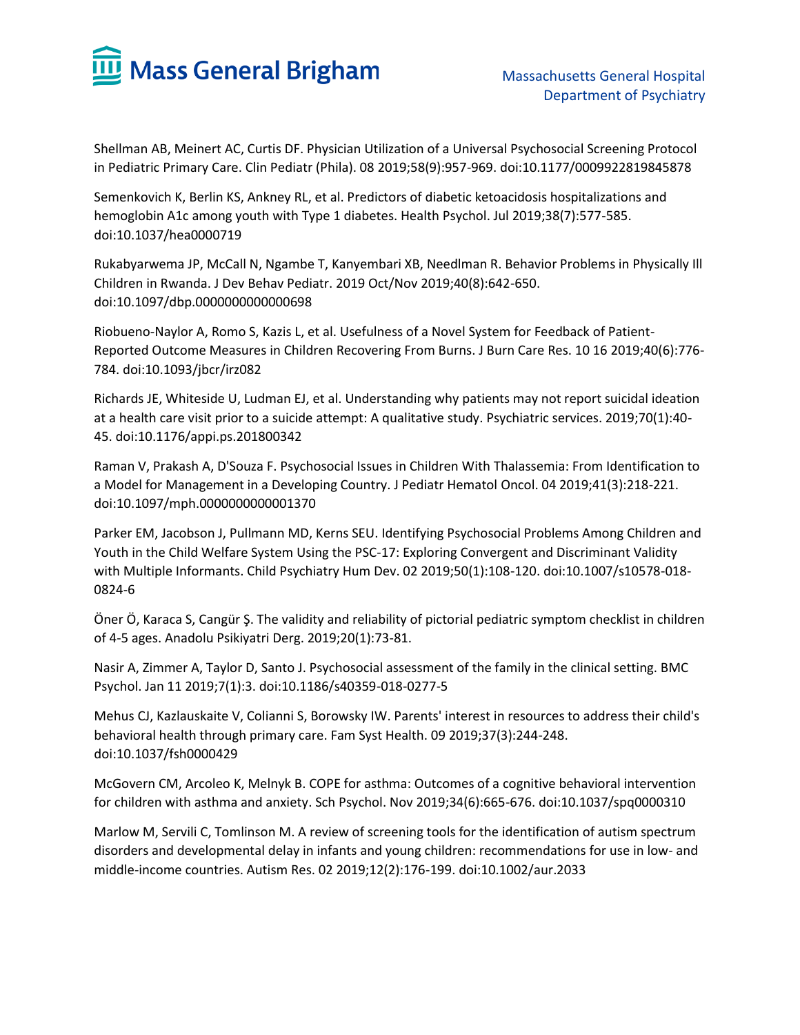Shellman AB, Meinert AC, Curtis DF. Physician Utilization of a Universal Psychosocial Screening Protocol in Pediatric Primary Care. Clin Pediatr (Phila). 08 2019;58(9):957-969. doi:10.1177/0009922819845878

Semenkovich K, Berlin KS, Ankney RL, et al. Predictors of diabetic ketoacidosis hospitalizations and hemoglobin A1c among youth with Type 1 diabetes. Health Psychol. Jul 2019;38(7):577-585. doi:10.1037/hea0000719

Rukabyarwema JP, McCall N, Ngambe T, Kanyembari XB, Needlman R. Behavior Problems in Physically Ill Children in Rwanda. J Dev Behav Pediatr. 2019 Oct/Nov 2019;40(8):642-650. doi:10.1097/dbp.0000000000000698

Riobueno-Naylor A, Romo S, Kazis L, et al. Usefulness of a Novel System for Feedback of Patient-Reported Outcome Measures in Children Recovering From Burns. J Burn Care Res. 10 16 2019;40(6):776-784. doi:10.1093/jbcr/irz082

Richards JE, Whiteside U, Ludman EJ, et al. Understanding why patients may not report suicidal ideation at a health care visit prior to a suicide attempt: A qualitative study. Psychiatric services. 2019;70(1):40-45. doi:10.1176/appi.ps.201800342

Raman V, Prakash A, D'Souza F. Psychosocial Issues in Children With Thalassemia: From Identification to a Model for Management in a Developing Country. J Pediatr Hematol Oncol. 04 2019;41(3):218-221. doi:10.1097/mph.0000000000001370

Parker EM, Jacobson J, Pullmann MD, Kerns SEU. Identifying Psychosocial Problems Among Children and Youth in the Child Welfare System Using the PSC-17: Exploring Convergent and Discriminant Validity with Multiple Informants. Child Psychiatry Hum Dev. 02 2019;50(1):108-120. doi:10.1007/s10578-018-0824-6

Öner Ö, Karaca S, Cangür Ş. The validity and reliability of pictorial pediatric symptom checklist in children of 4-5 ages. Anadolu Psikiyatri Derg. 2019;20(1):73-81.

Nasir A, Zimmer A, Taylor D, Santo J. Psychosocial assessment of the family in the clinical setting. BMC Psychol. Jan 11 2019;7(1):3. doi:10.1186/s40359-018-0277-5

Mehus CJ, Kazlauskaite V, Colianni S, Borowsky IW. Parents' interest in resources to address their child's behavioral health through primary care. Fam Syst Health. 09 2019;37(3):244-248. doi:10.1037/fsh0000429

McGovern CM, Arcoleo K, Melnyk B. COPE for asthma: Outcomes of a cognitive behavioral intervention for children with asthma and anxiety. Sch Psychol. Nov 2019;34(6):665-676. doi:10.1037/spq0000310

Marlow M, Servili C, Tomlinson M. A review of screening tools for the identification of autism spectrum disorders and developmental delay in infants and young children: recommendations for use in low- and middle-income countries. Autism Res. 02 2019;12(2):176-199. doi:10.1002/aur.2033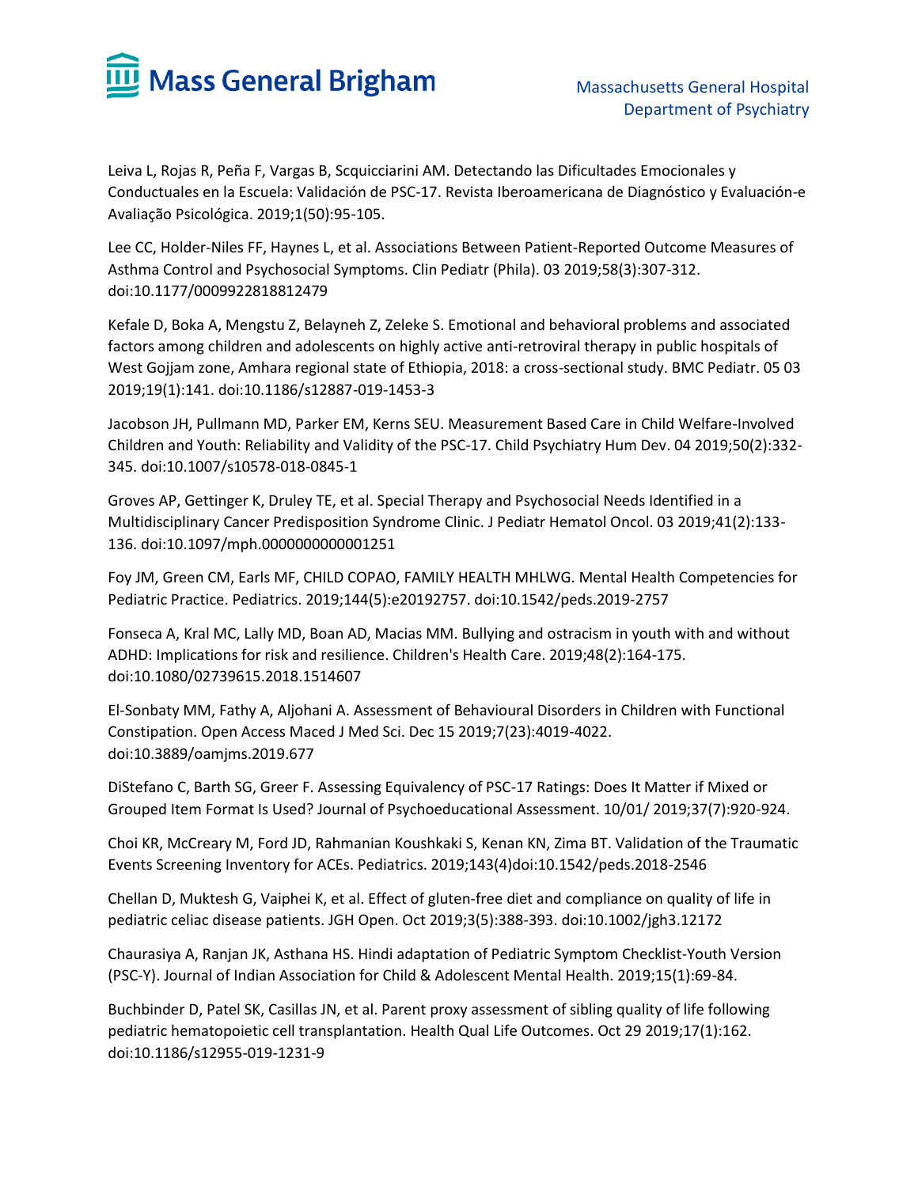Leiva L, Rojas R, Peña F, Vargas B, Scquicciarini AM. Detectando las Dificultades Emocionales y Conductuales en la Escuela: Validación de PSC-17. Revista Iberoamericana de Diagnóstico y Evaluación-e Avaliação Psicológica. 2019;1(50):95-105.

Lee CC, Holder-Niles FF, Haynes L, et al. Associations Between Patient-Reported Outcome Measures of Asthma Control and Psychosocial Symptoms. Clin Pediatr (Phila). 03 2019;58(3):307-312. doi:10.1177/0009922818812479

Kefale D, Boka A, Mengstu Z, Belayneh Z, Zeleke S. Emotional and behavioral problems and associated factors among children and adolescents on highly active anti-retroviral therapy in public hospitals of West Gojjam zone, Amhara regional state of Ethiopia, 2018: a cross-sectional study. BMC Pediatr. 05 03 2019;19(1):141. doi:10.1186/s12887-019-1453-3

Jacobson JH, Pullmann MD, Parker EM, Kerns SEU. Measurement Based Care in Child Welfare-Involved Children and Youth: Reliability and Validity of the PSC-17. Child Psychiatry Hum Dev. 04 2019;50(2):332-345. doi:10.1007/s10578-018-0845-1

Groves AP, Gettinger K, Druley TE, et al. Special Therapy and Psychosocial Needs Identified in a Multidisciplinary Cancer Predisposition Syndrome Clinic. J Pediatr Hematol Oncol. 03 2019;41(2):133-136. doi:10.1097/mph.0000000000001251

Foy JM, Green CM, Earls MF, CHILD COPAO, FAMILY HEALTH MHLWG. Mental Health Competencies for Pediatric Practice. Pediatrics. 2019;144(5):e20192757. doi:10.1542/peds.2019-2757

Fonseca A, Kral MC, Lally MD, Boan AD, Macias MM. Bullying and ostracism in youth with and without ADHD: Implications for risk and resilience. Children's Health Care. 2019;48(2):164-175. doi:10.1080/02739615.2018.1514607

El-Sonbaty MM, Fathy A, Aljohani A. Assessment of Behavioural Disorders in Children with Functional Constipation. Open Access Maced J Med Sci. Dec 15 2019;7(23):4019-4022. doi:10.3889/oamjms.2019.677

DiStefano C, Barth SG, Greer F. Assessing Equivalency of PSC-17 Ratings: Does It Matter if Mixed or Grouped Item Format Is Used? Journal of Psychoeducational Assessment. 10/01/ 2019;37(7):920-924.

Choi KR, McCreary M, Ford JD, Rahmanian Koushkaki S, Kenan KN, Zima BT. Validation of the Traumatic Events Screening Inventory for ACEs. Pediatrics. 2019;143(4)doi:10.1542/peds.2018-2546

Chellan D, Muktesh G, Vaiphei K, et al. Effect of gluten-free diet and compliance on quality of life in pediatric celiac disease patients. JGH Open. Oct 2019;3(5):388-393. doi:10.1002/jgh3.12172

Chaurasiya A, Ranjan JK, Asthana HS. Hindi adaptation of Pediatric Symptom Checklist-Youth Version (PSC-Y). Journal of Indian Association for Child & Adolescent Mental Health. 2019;15(1):69-84.

Buchbinder D, Patel SK, Casillas JN, et al. Parent proxy assessment of sibling quality of life following pediatric hematopoietic cell transplantation. Health Qual Life Outcomes. Oct 29 2019;17(1):162. doi:10.1186/s12955-019-1231-9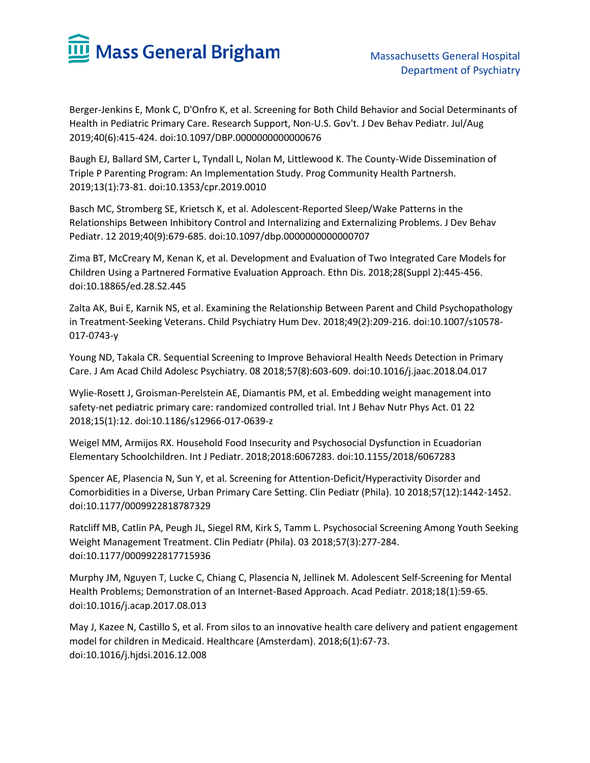Berger-Jenkins E, Monk C, D'Onfro K, et al. Screening for Both Child Behavior and Social Determinants of Health in Pediatric Primary Care. Research Support, Non-U.S. Gov't. J Dev Behav Pediatr. Jul/Aug 2019;40(6):415-424. doi:10.1097/DBP.0000000000000676

Baugh EJ, Ballard SM, Carter L, Tyndall L, Nolan M, Littlewood K. The County-Wide Dissemination of Triple P Parenting Program: An Implementation Study. Prog Community Health Partnersh. 2019;13(1):73-81. doi:10.1353/cpr.2019.0010

Basch MC, Stromberg SE, Krietsch K, et al. Adolescent-Reported Sleep/Wake Patterns in the Relationships Between Inhibitory Control and Internalizing and Externalizing Problems. J Dev Behav Pediatr. 12 2019;40(9):679-685. doi:10.1097/dbp.0000000000000707

Zima BT, McCreary M, Kenan K, et al. Development and Evaluation of Two Integrated Care Models for Children Using a Partnered Formative Evaluation Approach. Ethn Dis. 2018;28(Suppl 2):445-456. doi:10.18865/ed.28.S2.445

Zalta AK, Bui E, Karnik NS, et al. Examining the Relationship Between Parent and Child Psychopathology in Treatment-Seeking Veterans. Child Psychiatry Hum Dev. 2018;49(2):209-216. doi:10.1007/s10578-017-0743-y

Young ND, Takala CR. Sequential Screening to Improve Behavioral Health Needs Detection in Primary Care. J Am Acad Child Adolesc Psychiatry. 08 2018;57(8):603-609. doi:10.1016/j.jaac.2018.04.017

Wylie-Rosett J, Groisman-Perelstein AE, Diamantis PM, et al. Embedding weight management into safety-net pediatric primary care: randomized controlled trial. Int J Behav Nutr Phys Act. 01 22 2018;15(1):12. doi:10.1186/s12966-017-0639-z

Weigel MM, Armijos RX. Household Food Insecurity and Psychosocial Dysfunction in Ecuadorian Elementary Schoolchildren. Int J Pediatr. 2018;2018:6067283. doi:10.1155/2018/6067283

Spencer AE, Plasencia N, Sun Y, et al. Screening for Attention-Deficit/Hyperactivity Disorder and Comorbidities in a Diverse, Urban Primary Care Setting. Clin Pediatr (Phila). 10 2018;57(12):1442-1452. doi:10.1177/0009922818787329

Ratcliff MB, Catlin PA, Peugh JL, Siegel RM, Kirk S, Tamm L. Psychosocial Screening Among Youth Seeking Weight Management Treatment. Clin Pediatr (Phila). 03 2018;57(3):277-284. doi:10.1177/0009922817715936

Murphy JM, Nguyen T, Lucke C, Chiang C, Plasencia N, Jellinek M. Adolescent Self-Screening for Mental Health Problems; Demonstration of an Internet-Based Approach. Acad Pediatr. 2018;18(1):59-65. doi:10.1016/j.acap.2017.08.013

May J, Kazee N, Castillo S, et al. From silos to an innovative health care delivery and patient engagement model for children in Medicaid. Healthcare (Amsterdam). 2018;6(1):67-73. doi:10.1016/j.hjdsi.2016.12.008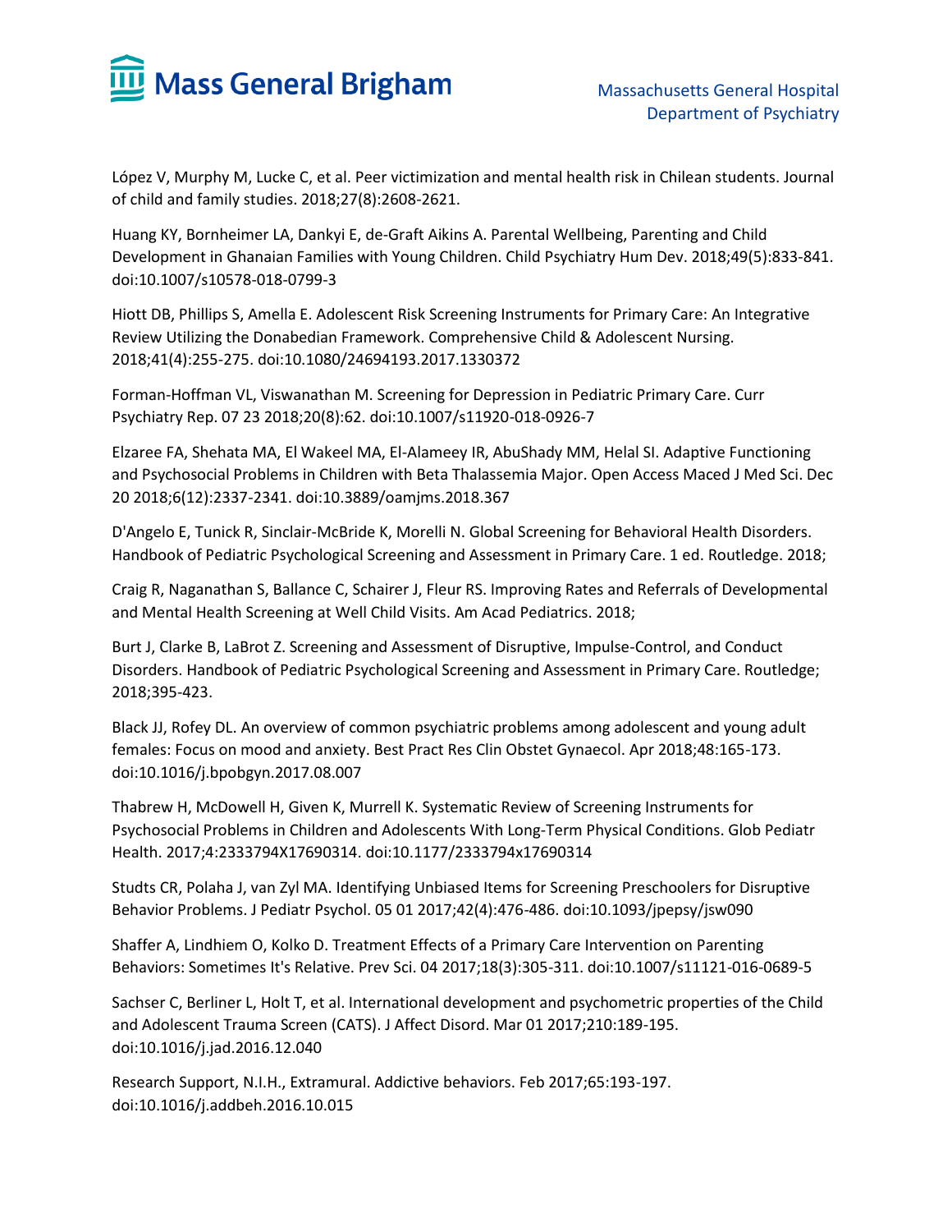López V, Murphy M, Lucke C, et al. Peer victimization and mental health risk in Chilean students. Journal of child and family studies. 2018;27(8):2608-2621.

Huang KY, Bornheimer LA, Dankyi E, de-Graft Aikins A. Parental Wellbeing, Parenting and Child Development in Ghanaian Families with Young Children. Child Psychiatry Hum Dev. 2018;49(5):833-841. doi:10.1007/s10578-018-0799-3

Hiott DB, Phillips S, Amella E. Adolescent Risk Screening Instruments for Primary Care: An Integrative Review Utilizing the Donabedian Framework. Comprehensive Child & Adolescent Nursing. 2018;41(4):255-275. doi:10.1080/24694193.2017.1330372

Forman-Hoffman VL, Viswanathan M. Screening for Depression in Pediatric Primary Care. Curr Psychiatry Rep. 07 23 2018;20(8):62. doi:10.1007/s11920-018-0926-7

Elzaree FA, Shehata MA, El Wakeel MA, El-Alameey IR, AbuShady MM, Helal SI. Adaptive Functioning and Psychosocial Problems in Children with Beta Thalassemia Major. Open Access Maced J Med Sci. Dec 20 2018;6(12):2337-2341. doi:10.3889/oamjms.2018.367

D'Angelo E, Tunick R, Sinclair-McBride K, Morelli N. Global Screening for Behavioral Health Disorders. Handbook of Pediatric Psychological Screening and Assessment in Primary Care. 1 ed. Routledge. 2018;

Craig R, Naganathan S, Ballance C, Schairer J, Fleur RS. Improving Rates and Referrals of Developmental and Mental Health Screening at Well Child Visits. Am Acad Pediatrics. 2018;

Burt J, Clarke B, LaBrot Z. Screening and Assessment of Disruptive, Impulse-Control, and Conduct Disorders. Handbook of Pediatric Psychological Screening and Assessment in Primary Care. Routledge; 2018;395-423.

Black JJ, Rofey DL. An overview of common psychiatric problems among adolescent and young adult females: Focus on mood and anxiety. Best Pract Res Clin Obstet Gynaecol. Apr 2018;48:165-173. doi:10.1016/j.bpobgyn.2017.08.007

Thabrew H, McDowell H, Given K, Murrell K. Systematic Review of Screening Instruments for Psychosocial Problems in Children and Adolescents With Long-Term Physical Conditions. Glob Pediatr Health. 2017;4:2333794X17690314. doi:10.1177/2333794x17690314

Studts CR, Polaha J, van Zyl MA. Identifying Unbiased Items for Screening Preschoolers for Disruptive Behavior Problems. J Pediatr Psychol. 05 01 2017;42(4):476-486. doi:10.1093/jpepsy/jsw090

Shaffer A, Lindhiem O, Kolko D. Treatment Effects of a Primary Care Intervention on Parenting Behaviors: Sometimes It's Relative. Prev Sci. 04 2017;18(3):305-311. doi:10.1007/s11121-016-0689-5

Sachser C, Berliner L, Holt T, et al. International development and psychometric properties of the Child and Adolescent Trauma Screen (CATS). J Affect Disord. Mar 01 2017;210:189-195. doi:10.1016/j.jad.2016.12.040

Research Support, N.I.H., Extramural. Addictive behaviors. Feb 2017;65:193-197. doi:10.1016/j.addbeh.2016.10.015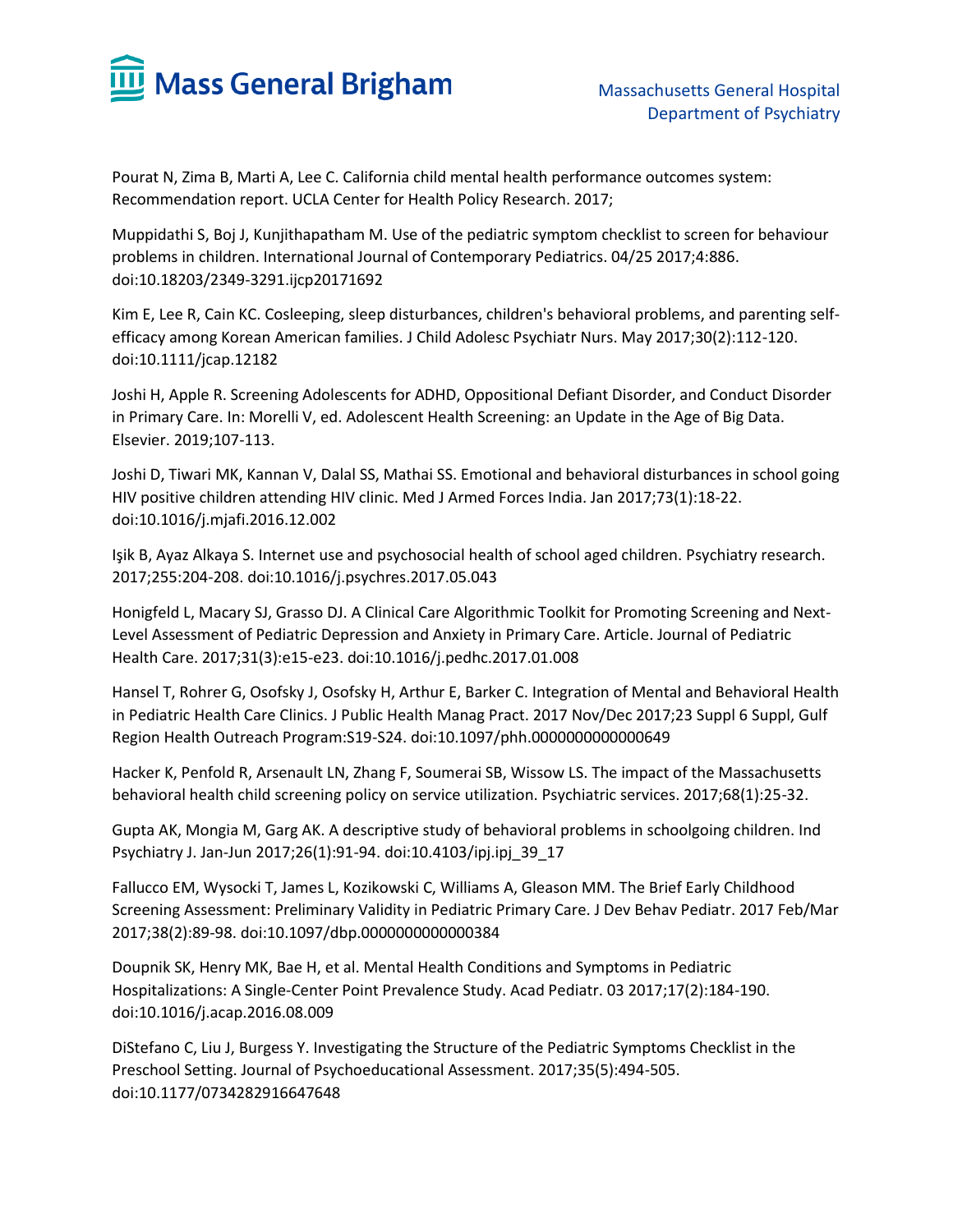Pourat N, Zima B, Marti A, Lee C. California child mental health performance outcomes system: Recommendation report. UCLA Center for Health Policy Research. 2017;

Muppidathi S, Boj J, Kunjithapatham M. Use of the pediatric symptom checklist to screen for behaviour problems in children. International Journal of Contemporary Pediatrics. 04/25 2017;4:886. doi:10.18203/2349-3291.ijcp20171692

Kim E, Lee R, Cain KC. Cosleeping, sleep disturbances, children's behavioral problems, and parenting self-efficacy among Korean American families. J Child Adolesc Psychiatr Nurs. May 2017;30(2):112-120. doi:10.1111/jcap.12182

Joshi H, Apple R. Screening Adolescents for ADHD, Oppositional Defiant Disorder, and Conduct Disorder in Primary Care. In: Morelli V, ed. Adolescent Health Screening: an Update in the Age of Big Data. Elsevier. 2019;107-113.

Joshi D, Tiwari MK, Kannan V, Dalal SS, Mathai SS. Emotional and behavioral disturbances in school going HIV positive children attending HIV clinic. Med J Armed Forces India. Jan 2017;73(1):18-22. doi:10.1016/j.mjafi.2016.12.002

Işik B, Ayaz Alkaya S. Internet use and psychosocial health of school aged children. Psychiatry research. 2017;255:204-208. doi:10.1016/j.psychres.2017.05.043

Honigfeld L, Macary SJ, Grasso DJ. A Clinical Care Algorithmic Toolkit for Promoting Screening and Next-Level Assessment of Pediatric Depression and Anxiety in Primary Care. Article. Journal of Pediatric Health Care. 2017;31(3):e15-e23. doi:10.1016/j.pedhc.2017.01.008

Hansel T, Rohrer G, Osofsky J, Osofsky H, Arthur E, Barker C. Integration of Mental and Behavioral Health in Pediatric Health Care Clinics. J Public Health Manag Pract. 2017 Nov/Dec 2017;23 Suppl 6 Suppl, Gulf Region Health Outreach Program:S19-S24. doi:10.1097/phh.0000000000000649

Hacker K, Penfold R, Arsenault LN, Zhang F, Soumerai SB, Wissow LS. The impact of the Massachusetts behavioral health child screening policy on service utilization. Psychiatric services. 2017;68(1):25-32.

Gupta AK, Mongia M, Garg AK. A descriptive study of behavioral problems in schoolgoing children. Ind Psychiatry J. Jan-Jun 2017;26(1):91-94. doi:10.4103/ipj.ipj_39_17

Fallucco EM, Wysocki T, James L, Kozikowski C, Williams A, Gleason MM. The Brief Early Childhood Screening Assessment: Preliminary Validity in Pediatric Primary Care. J Dev Behav Pediatr. 2017 Feb/Mar 2017;38(2):89-98. doi:10.1097/dbp.0000000000000384

Doupnik SK, Henry MK, Bae H, et al. Mental Health Conditions and Symptoms in Pediatric Hospitalizations: A Single-Center Point Prevalence Study. Acad Pediatr. 03 2017;17(2):184-190. doi:10.1016/j.acap.2016.08.009

DiStefano C, Liu J, Burgess Y. Investigating the Structure of the Pediatric Symptoms Checklist in the Preschool Setting. Journal of Psychoeducational Assessment. 2017;35(5):494-505. doi:10.1177/0734282916647648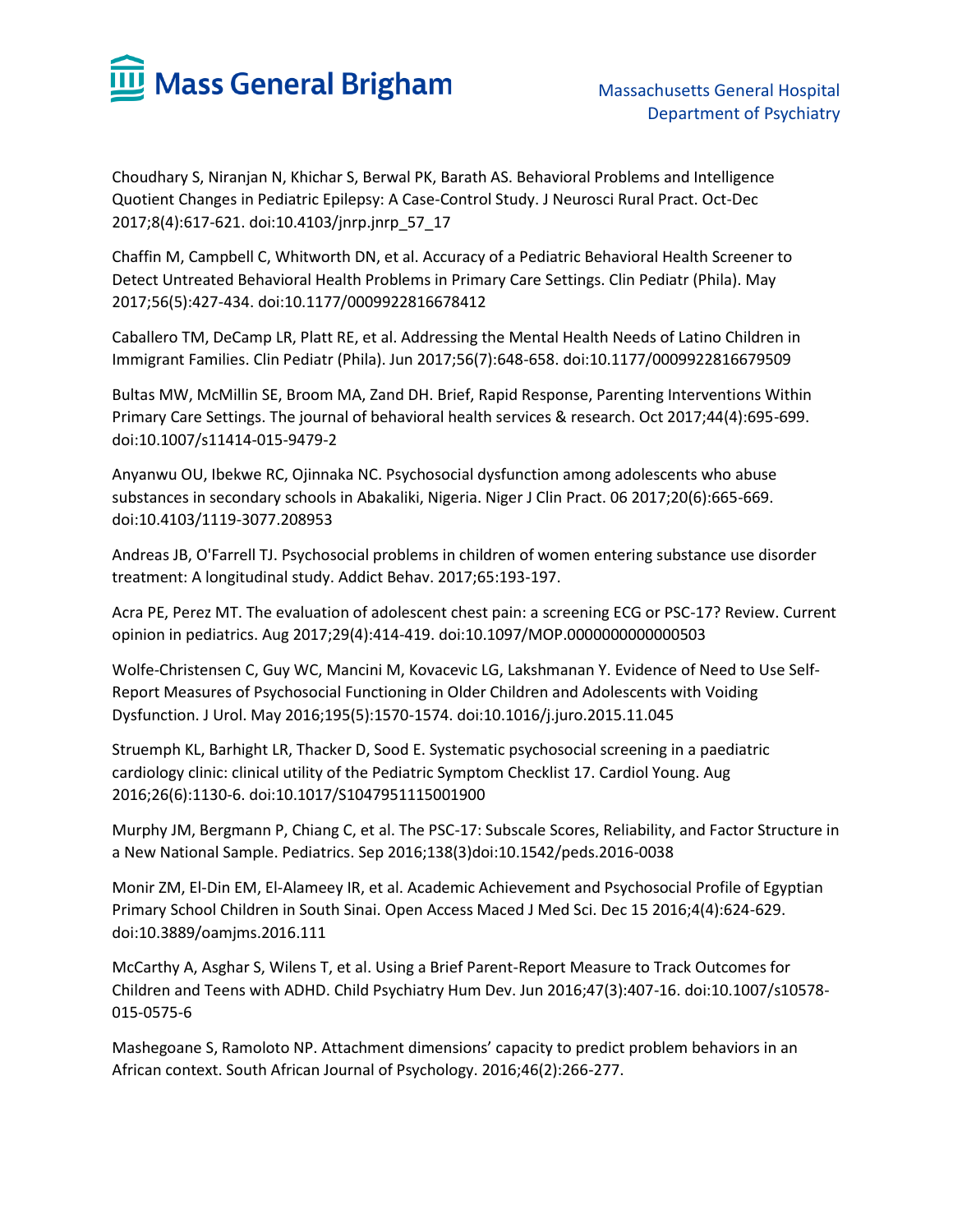Choudhary S, Niranjan N, Khichar S, Berwal PK, Barath AS. Behavioral Problems and Intelligence Quotient Changes in Pediatric Epilepsy: A Case-Control Study. J Neurosci Rural Pract. Oct-Dec 2017;8(4):617-621. doi:10.4103/jnrp.jnrp_57_17

Chaffin M, Campbell C, Whitworth DN, et al. Accuracy of a Pediatric Behavioral Health Screener to Detect Untreated Behavioral Health Problems in Primary Care Settings. Clin Pediatr (Phila). May 2017;56(5):427-434. doi:10.1177/0009922816678412

Caballero TM, DeCamp LR, Platt RE, et al. Addressing the Mental Health Needs of Latino Children in Immigrant Families. Clin Pediatr (Phila). Jun 2017;56(7):648-658. doi:10.1177/0009922816679509

Bultas MW, McMillin SE, Broom MA, Zand DH. Brief, Rapid Response, Parenting Interventions Within Primary Care Settings. The journal of behavioral health services & research. Oct 2017;44(4):695-699. doi:10.1007/s11414-015-9479-2

Anyanwu OU, Ibekwe RC, Ojinnaka NC. Psychosocial dysfunction among adolescents who abuse substances in secondary schools in Abakaliki, Nigeria. Niger J Clin Pract. 06 2017;20(6):665-669. doi:10.4103/1119-3077.208953

Andreas JB, O'Farrell TJ. Psychosocial problems in children of women entering substance use disorder treatment: A longitudinal study. Addict Behav. 2017;65:193-197.

Acra PE, Perez MT. The evaluation of adolescent chest pain: a screening ECG or PSC-17? Review. Current opinion in pediatrics. Aug 2017;29(4):414-419. doi:10.1097/MOP.0000000000000503

Wolfe-Christensen C, Guy WC, Mancini M, Kovacevic LG, Lakshmanan Y. Evidence of Need to Use Self-Report Measures of Psychosocial Functioning in Older Children and Adolescents with Voiding Dysfunction. J Urol. May 2016;195(5):1570-1574. doi:10.1016/j.juro.2015.11.045

Struemph KL, Barhight LR, Thacker D, Sood E. Systematic psychosocial screening in a paediatric cardiology clinic: clinical utility of the Pediatric Symptom Checklist 17. Cardiol Young. Aug 2016;26(6):1130-6. doi:10.1017/S1047951115001900

Murphy JM, Bergmann P, Chiang C, et al. The PSC-17: Subscale Scores, Reliability, and Factor Structure in a New National Sample. Pediatrics. Sep 2016;138(3)doi:10.1542/peds.2016-0038

Monir ZM, El-Din EM, El-Alameey IR, et al. Academic Achievement and Psychosocial Profile of Egyptian Primary School Children in South Sinai. Open Access Maced J Med Sci. Dec 15 2016;4(4):624-629. doi:10.3889/oamjms.2016.111

McCarthy A, Asghar S, Wilens T, et al. Using a Brief Parent-Report Measure to Track Outcomes for Children and Teens with ADHD. Child Psychiatry Hum Dev. Jun 2016;47(3):407-16. doi:10.1007/s10578-015-0575-6

Mashegoane S, Ramoloto NP. Attachment dimensions' capacity to predict problem behaviors in an African context. South African Journal of Psychology. 2016;46(2):266-277.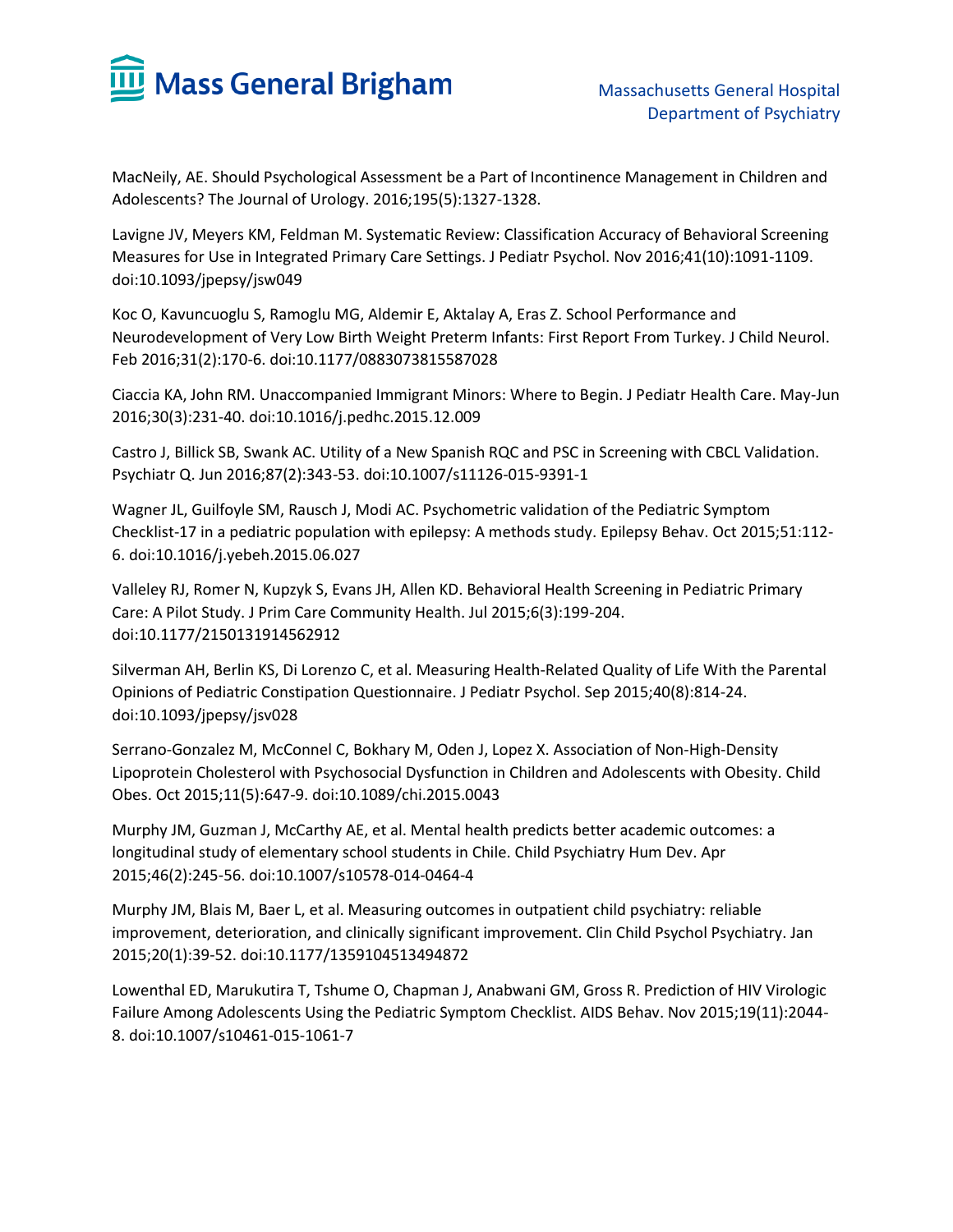MacNeily, AE. Should Psychological Assessment be a Part of Incontinence Management in Children and Adolescents? The Journal of Urology. 2016;195(5):1327-1328.

Lavigne JV, Meyers KM, Feldman M. Systematic Review: Classification Accuracy of Behavioral Screening Measures for Use in Integrated Primary Care Settings. J Pediatr Psychol. Nov 2016;41(10):1091-1109. doi:10.1093/jpepsy/jsw049

Koc O, Kavuncuoglu S, Ramoglu MG, Aldemir E, Aktalay A, Eras Z. School Performance and Neurodevelopment of Very Low Birth Weight Preterm Infants: First Report From Turkey. J Child Neurol. Feb 2016;31(2):170-6. doi:10.1177/0883073815587028

Ciaccia KA, John RM. Unaccompanied Immigrant Minors: Where to Begin. J Pediatr Health Care. May-Jun 2016;30(3):231-40. doi:10.1016/j.pedhc.2015.12.009

Castro J, Billick SB, Swank AC. Utility of a New Spanish RQC and PSC in Screening with CBCL Validation. Psychiatr Q. Jun 2016;87(2):343-53. doi:10.1007/s11126-015-9391-1

Wagner JL, Guilfoyle SM, Rausch J, Modi AC. Psychometric validation of the Pediatric Symptom Checklist-17 in a pediatric population with epilepsy: A methods study. Epilepsy Behav. Oct 2015;51:112-6. doi:10.1016/j.yebeh.2015.06.027

Valleley RJ, Romer N, Kupzyk S, Evans JH, Allen KD. Behavioral Health Screening in Pediatric Primary Care: A Pilot Study. J Prim Care Community Health. Jul 2015;6(3):199-204. doi:10.1177/2150131914562912

Silverman AH, Berlin KS, Di Lorenzo C, et al. Measuring Health-Related Quality of Life With the Parental Opinions of Pediatric Constipation Questionnaire. J Pediatr Psychol. Sep 2015;40(8):814-24. doi:10.1093/jpepsy/jsv028

Serrano-Gonzalez M, McConnel C, Bokhary M, Oden J, Lopez X. Association of Non-High-Density Lipoprotein Cholesterol with Psychosocial Dysfunction in Children and Adolescents with Obesity. Child Obes. Oct 2015;11(5):647-9. doi:10.1089/chi.2015.0043

Murphy JM, Guzman J, McCarthy AE, et al. Mental health predicts better academic outcomes: a longitudinal study of elementary school students in Chile. Child Psychiatry Hum Dev. Apr 2015;46(2):245-56. doi:10.1007/s10578-014-0464-4

Murphy JM, Blais M, Baer L, et al. Measuring outcomes in outpatient child psychiatry: reliable improvement, deterioration, and clinically significant improvement. Clin Child Psychol Psychiatry. Jan 2015;20(1):39-52. doi:10.1177/1359104513494872

Lowenthal ED, Marukutira T, Tshume O, Chapman J, Anabwani GM, Gross R. Prediction of HIV Virologic Failure Among Adolescents Using the Pediatric Symptom Checklist. AIDS Behav. Nov 2015;19(11):2044-8. doi:10.1007/s10461-015-1061-7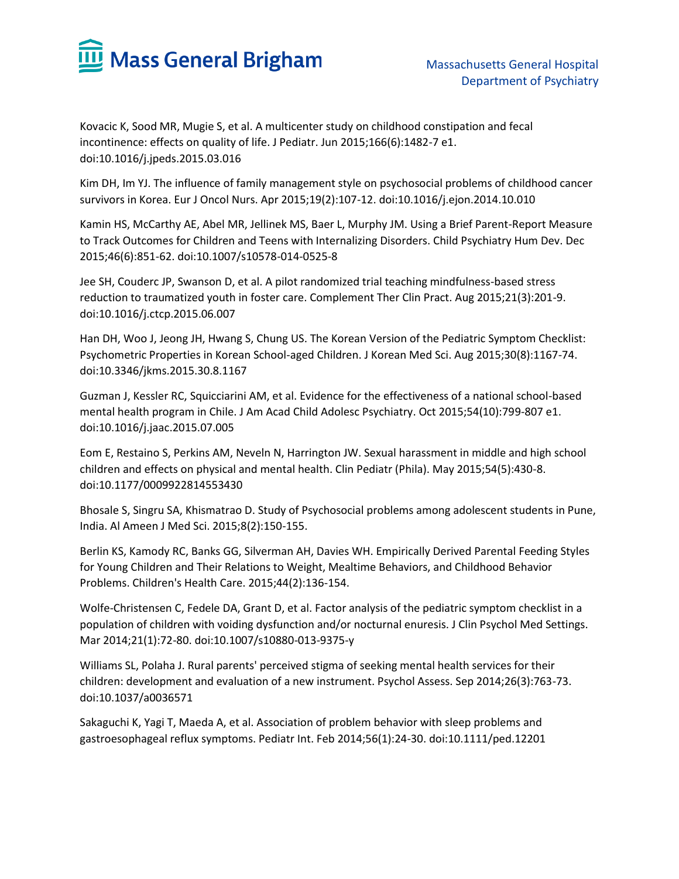Kovacic K, Sood MR, Mugie S, et al. A multicenter study on childhood constipation and fecal incontinence: effects on quality of life. J Pediatr. Jun 2015;166(6):1482-7 e1. doi:10.1016/j.jpeds.2015.03.016

Kim DH, Im YJ. The influence of family management style on psychosocial problems of childhood cancer survivors in Korea. Eur J Oncol Nurs. Apr 2015;19(2):107-12. doi:10.1016/j.ejon.2014.10.010

Kamin HS, McCarthy AE, Abel MR, Jellinek MS, Baer L, Murphy JM. Using a Brief Parent-Report Measure to Track Outcomes for Children and Teens with Internalizing Disorders. Child Psychiatry Hum Dev. Dec 2015;46(6):851-62. doi:10.1007/s10578-014-0525-8

Jee SH, Couderc JP, Swanson D, et al. A pilot randomized trial teaching mindfulness-based stress reduction to traumatized youth in foster care. Complement Ther Clin Pract. Aug 2015;21(3):201-9. doi:10.1016/j.ctcp.2015.06.007

Han DH, Woo J, Jeong JH, Hwang S, Chung US. The Korean Version of the Pediatric Symptom Checklist: Psychometric Properties in Korean School-aged Children. J Korean Med Sci. Aug 2015;30(8):1167-74. doi:10.3346/jkms.2015.30.8.1167

Guzman J, Kessler RC, Squicciarini AM, et al. Evidence for the effectiveness of a national school-based mental health program in Chile. J Am Acad Child Adolesc Psychiatry. Oct 2015;54(10):799-807 e1. doi:10.1016/j.jaac.2015.07.005

Eom E, Restaino S, Perkins AM, Neveln N, Harrington JW. Sexual harassment in middle and high school children and effects on physical and mental health. Clin Pediatr (Phila). May 2015;54(5):430-8. doi:10.1177/0009922814553430

Bhosale S, Singru SA, Khismatrao D. Study of Psychosocial problems among adolescent students in Pune, India. Al Ameen J Med Sci. 2015;8(2):150-155.

Berlin KS, Kamody RC, Banks GG, Silverman AH, Davies WH. Empirically Derived Parental Feeding Styles for Young Children and Their Relations to Weight, Mealtime Behaviors, and Childhood Behavior Problems. Children's Health Care. 2015;44(2):136-154.

Wolfe-Christensen C, Fedele DA, Grant D, et al. Factor analysis of the pediatric symptom checklist in a population of children with voiding dysfunction and/or nocturnal enuresis. J Clin Psychol Med Settings. Mar 2014;21(1):72-80. doi:10.1007/s10880-013-9375-y

Williams SL, Polaha J. Rural parents' perceived stigma of seeking mental health services for their children: development and evaluation of a new instrument. Psychol Assess. Sep 2014;26(3):763-73. doi:10.1037/a0036571

Sakaguchi K, Yagi T, Maeda A, et al. Association of problem behavior with sleep problems and gastroesophageal reflux symptoms. Pediatr Int. Feb 2014;56(1):24-30. doi:10.1111/ped.12201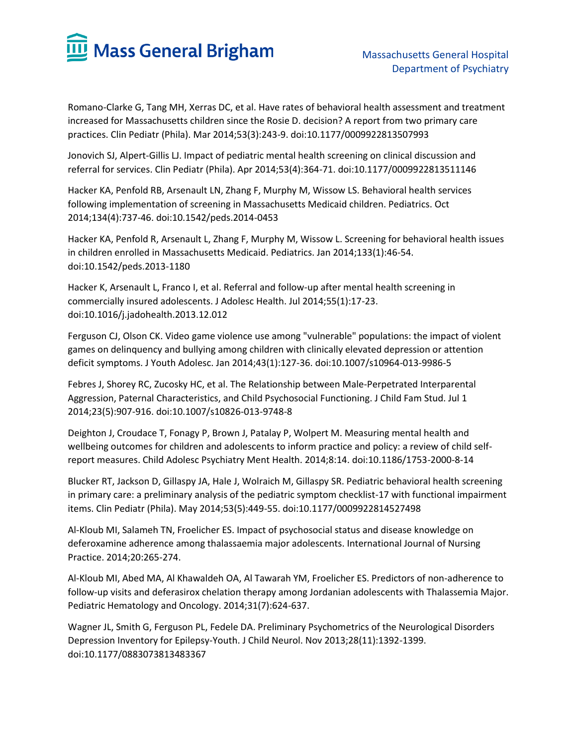Romano-Clarke G, Tang MH, Xerras DC, et al. Have rates of behavioral health assessment and treatment increased for Massachusetts children since the Rosie D. decision? A report from two primary care practices. Clin Pediatr (Phila). Mar 2014;53(3):243-9. doi:10.1177/0009922813507993

Jonovich SJ, Alpert-Gillis LJ. Impact of pediatric mental health screening on clinical discussion and referral for services. Clin Pediatr (Phila). Apr 2014;53(4):364-71. doi:10.1177/0009922813511146

Hacker KA, Penfold RB, Arsenault LN, Zhang F, Murphy M, Wissow LS. Behavioral health services following implementation of screening in Massachusetts Medicaid children. Pediatrics. Oct 2014;134(4):737-46. doi:10.1542/peds.2014-0453

Hacker KA, Penfold R, Arsenault L, Zhang F, Murphy M, Wissow L. Screening for behavioral health issues in children enrolled in Massachusetts Medicaid. Pediatrics. Jan 2014;133(1):46-54. doi:10.1542/peds.2013-1180

Hacker K, Arsenault L, Franco I, et al. Referral and follow-up after mental health screening in commercially insured adolescents. J Adolesc Health. Jul 2014;55(1):17-23. doi:10.1016/j.jadohealth.2013.12.012

Ferguson CJ, Olson CK. Video game violence use among "vulnerable" populations: the impact of violent games on delinquency and bullying among children with clinically elevated depression or attention deficit symptoms. J Youth Adolesc. Jan 2014;43(1):127-36. doi:10.1007/s10964-013-9986-5

Febres J, Shorey RC, Zucosky HC, et al. The Relationship between Male-Perpetrated Interparental Aggression, Paternal Characteristics, and Child Psychosocial Functioning. J Child Fam Stud. Jul 1 2014;23(5):907-916. doi:10.1007/s10826-013-9748-8

Deighton J, Croudace T, Fonagy P, Brown J, Patalay P, Wolpert M. Measuring mental health and wellbeing outcomes for children and adolescents to inform practice and policy: a review of child self-report measures. Child Adolesc Psychiatry Ment Health. 2014;8:14. doi:10.1186/1753-2000-8-14

Blucker RT, Jackson D, Gillaspy JA, Hale J, Wolraich M, Gillaspy SR. Pediatric behavioral health screening in primary care: a preliminary analysis of the pediatric symptom checklist-17 with functional impairment items. Clin Pediatr (Phila). May 2014;53(5):449-55. doi:10.1177/0009922814527498

Al-Kloub MI, Salameh TN, Froelicher ES. Impact of psychosocial status and disease knowledge on deferoxamine adherence among thalassaemia major adolescents. International Journal of Nursing Practice. 2014;20:265-274.

Al-Kloub MI, Abed MA, Al Khawaldeh OA, Al Tawarah YM, Froelicher ES. Predictors of non-adherence to follow-up visits and deferasirox chelation therapy among Jordanian adolescents with Thalassemia Major. Pediatric Hematology and Oncology. 2014;31(7):624-637.

Wagner JL, Smith G, Ferguson PL, Fedele DA. Preliminary Psychometrics of the Neurological Disorders Depression Inventory for Epilepsy-Youth. J Child Neurol. Nov 2013;28(11):1392-1399. doi:10.1177/0883073813483367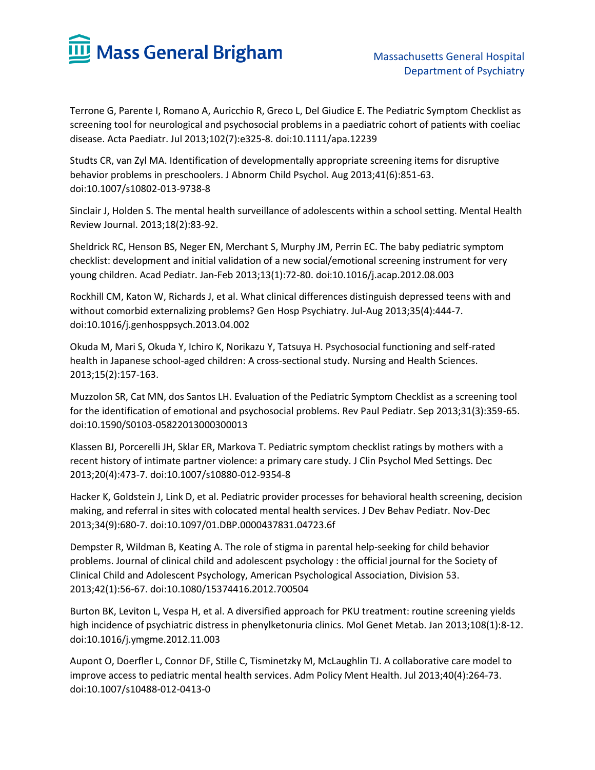Terrone G, Parente I, Romano A, Auricchio R, Greco L, Del Giudice E. The Pediatric Symptom Checklist as screening tool for neurological and psychosocial problems in a paediatric cohort of patients with coeliac disease. Acta Paediatr. Jul 2013;102(7):e325-8. doi:10.1111/apa.12239

Studts CR, van Zyl MA. Identification of developmentally appropriate screening items for disruptive behavior problems in preschoolers. J Abnorm Child Psychol. Aug 2013;41(6):851-63. doi:10.1007/s10802-013-9738-8

Sinclair J, Holden S. The mental health surveillance of adolescents within a school setting. Mental Health Review Journal. 2013;18(2):83-92.

Sheldrick RC, Henson BS, Neger EN, Merchant S, Murphy JM, Perrin EC. The baby pediatric symptom checklist: development and initial validation of a new social/emotional screening instrument for very young children. Acad Pediatr. Jan-Feb 2013;13(1):72-80. doi:10.1016/j.acap.2012.08.003

Rockhill CM, Katon W, Richards J, et al. What clinical differences distinguish depressed teens with and without comorbid externalizing problems? Gen Hosp Psychiatry. Jul-Aug 2013;35(4):444-7. doi:10.1016/j.genhosppsych.2013.04.002

Okuda M, Mari S, Okuda Y, Ichiro K, Norikazu Y, Tatsuya H. Psychosocial functioning and self-rated health in Japanese school-aged children: A cross-sectional study. Nursing and Health Sciences. 2013;15(2):157-163.

Muzzolon SR, Cat MN, dos Santos LH. Evaluation of the Pediatric Symptom Checklist as a screening tool for the identification of emotional and psychosocial problems. Rev Paul Pediatr. Sep 2013;31(3):359-65. doi:10.1590/S0103-05822013000300013

Klassen BJ, Porcerelli JH, Sklar ER, Markova T. Pediatric symptom checklist ratings by mothers with a recent history of intimate partner violence: a primary care study. J Clin Psychol Med Settings. Dec 2013;20(4):473-7. doi:10.1007/s10880-012-9354-8

Hacker K, Goldstein J, Link D, et al. Pediatric provider processes for behavioral health screening, decision making, and referral in sites with colocated mental health services. J Dev Behav Pediatr. Nov-Dec 2013;34(9):680-7. doi:10.1097/01.DBP.0000437831.04723.6f

Dempster R, Wildman B, Keating A. The role of stigma in parental help-seeking for child behavior problems. Journal of clinical child and adolescent psychology : the official journal for the Society of Clinical Child and Adolescent Psychology, American Psychological Association, Division 53. 2013;42(1):56-67. doi:10.1080/15374416.2012.700504

Burton BK, Leviton L, Vespa H, et al. A diversified approach for PKU treatment: routine screening yields high incidence of psychiatric distress in phenylketonuria clinics. Mol Genet Metab. Jan 2013;108(1):8-12. doi:10.1016/j.ymgme.2012.11.003

Aupont O, Doerfler L, Connor DF, Stille C, Tisminetzky M, McLaughlin TJ. A collaborative care model to improve access to pediatric mental health services. Adm Policy Ment Health. Jul 2013;40(4):264-73. doi:10.1007/s10488-012-0413-0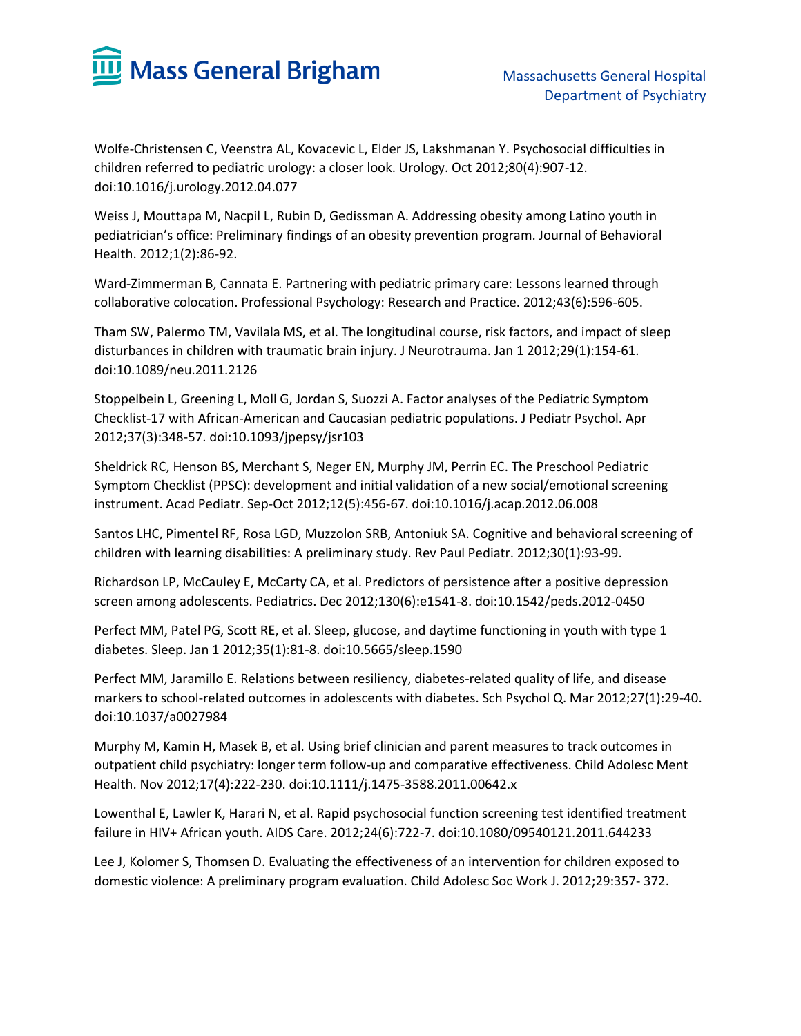Wolfe-Christensen C, Veenstra AL, Kovacevic L, Elder JS, Lakshmanan Y. Psychosocial difficulties in children referred to pediatric urology: a closer look. Urology. Oct 2012;80(4):907-12. doi:10.1016/j.urology.2012.04.077

Weiss J, Mouttapa M, Nacpil L, Rubin D, Gedissman A. Addressing obesity among Latino youth in pediatrician's office: Preliminary findings of an obesity prevention program. Journal of Behavioral Health. 2012;1(2):86-92.

Ward-Zimmerman B, Cannata E. Partnering with pediatric primary care: Lessons learned through collaborative colocation. Professional Psychology: Research and Practice. 2012;43(6):596-605.

Tham SW, Palermo TM, Vavilala MS, et al. The longitudinal course, risk factors, and impact of sleep disturbances in children with traumatic brain injury. J Neurotrauma. Jan 1 2012;29(1):154-61. doi:10.1089/neu.2011.2126

Stoppelbein L, Greening L, Moll G, Jordan S, Suozzi A. Factor analyses of the Pediatric Symptom Checklist-17 with African-American and Caucasian pediatric populations. J Pediatr Psychol. Apr 2012;37(3):348-57. doi:10.1093/jpepsy/jsr103

Sheldrick RC, Henson BS, Merchant S, Neger EN, Murphy JM, Perrin EC. The Preschool Pediatric Symptom Checklist (PPSC): development and initial validation of a new social/emotional screening instrument. Acad Pediatr. Sep-Oct 2012;12(5):456-67. doi:10.1016/j.acap.2012.06.008

Santos LHC, Pimentel RF, Rosa LGD, Muzzolon SRB, Antoniuk SA. Cognitive and behavioral screening of children with learning disabilities: A preliminary study. Rev Paul Pediatr. 2012;30(1):93-99.

Richardson LP, McCauley E, McCarty CA, et al. Predictors of persistence after a positive depression screen among adolescents. Pediatrics. Dec 2012;130(6):e1541-8. doi:10.1542/peds.2012-0450

Perfect MM, Patel PG, Scott RE, et al. Sleep, glucose, and daytime functioning in youth with type 1 diabetes. Sleep. Jan 1 2012;35(1):81-8. doi:10.5665/sleep.1590

Perfect MM, Jaramillo E. Relations between resiliency, diabetes-related quality of life, and disease markers to school-related outcomes in adolescents with diabetes. Sch Psychol Q. Mar 2012;27(1):29-40. doi:10.1037/a0027984

Murphy M, Kamin H, Masek B, et al. Using brief clinician and parent measures to track outcomes in outpatient child psychiatry: longer term follow-up and comparative effectiveness. Child Adolesc Ment Health. Nov 2012;17(4):222-230. doi:10.1111/j.1475-3588.2011.00642.x

Lowenthal E, Lawler K, Harari N, et al. Rapid psychosocial function screening test identified treatment failure in HIV+ African youth. AIDS Care. 2012;24(6):722-7. doi:10.1080/09540121.2011.644233

Lee J, Kolomer S, Thomsen D. Evaluating the effectiveness of an intervention for children exposed to domestic violence: A preliminary program evaluation. Child Adolesc Soc Work J. 2012;29:357- 372.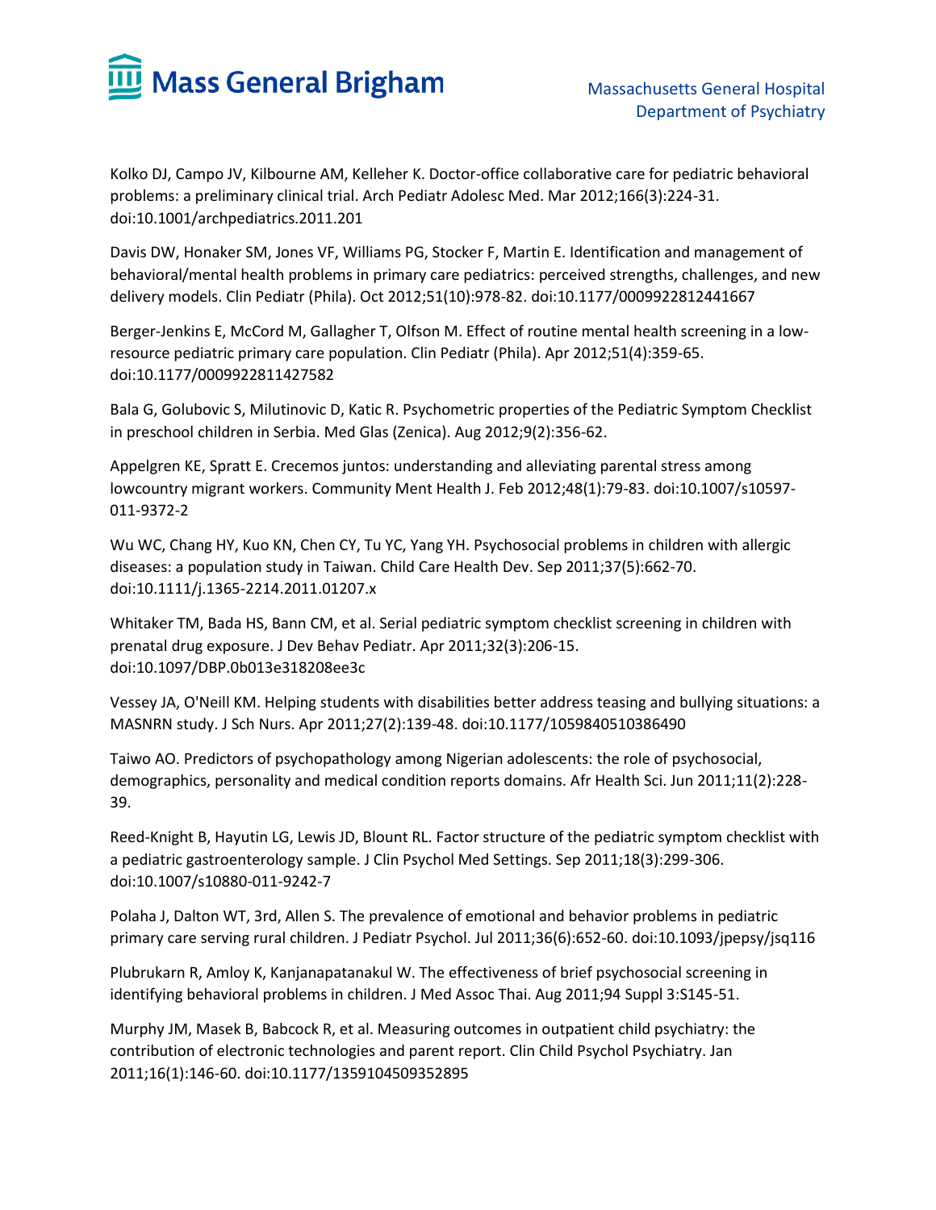Kolko DJ, Campo JV, Kilbourne AM, Kelleher K. Doctor-office collaborative care for pediatric behavioral problems: a preliminary clinical trial. Arch Pediatr Adolesc Med. Mar 2012;166(3):224-31. doi:10.1001/archpediatrics.2011.201

Davis DW, Honaker SM, Jones VF, Williams PG, Stocker F, Martin E. Identification and management of behavioral/mental health problems in primary care pediatrics: perceived strengths, challenges, and new delivery models. Clin Pediatr (Phila). Oct 2012;51(10):978-82. doi:10.1177/0009922812441667

Berger-Jenkins E, McCord M, Gallagher T, Olfson M. Effect of routine mental health screening in a low-resource pediatric primary care population. Clin Pediatr (Phila). Apr 2012;51(4):359-65. doi:10.1177/0009922811427582

Bala G, Golubovic S, Milutinovic D, Katic R. Psychometric properties of the Pediatric Symptom Checklist in preschool children in Serbia. Med Glas (Zenica). Aug 2012;9(2):356-62.

Appelgren KE, Spratt E. Crecemos juntos: understanding and alleviating parental stress among lowcountry migrant workers. Community Ment Health J. Feb 2012;48(1):79-83. doi:10.1007/s10597-011-9372-2

Wu WC, Chang HY, Kuo KN, Chen CY, Tu YC, Yang YH. Psychosocial problems in children with allergic diseases: a population study in Taiwan. Child Care Health Dev. Sep 2011;37(5):662-70. doi:10.1111/j.1365-2214.2011.01207.x

Whitaker TM, Bada HS, Bann CM, et al. Serial pediatric symptom checklist screening in children with prenatal drug exposure. J Dev Behav Pediatr. Apr 2011;32(3):206-15. doi:10.1097/DBP.0b013e318208ee3c

Vessey JA, O'Neill KM. Helping students with disabilities better address teasing and bullying situations: a MASNRN study. J Sch Nurs. Apr 2011;27(2):139-48. doi:10.1177/1059840510386490

Taiwo AO. Predictors of psychopathology among Nigerian adolescents: the role of psychosocial, demographics, personality and medical condition reports domains. Afr Health Sci. Jun 2011;11(2):228-39.

Reed-Knight B, Hayutin LG, Lewis JD, Blount RL. Factor structure of the pediatric symptom checklist with a pediatric gastroenterology sample. J Clin Psychol Med Settings. Sep 2011;18(3):299-306. doi:10.1007/s10880-011-9242-7

Polaha J, Dalton WT, 3rd, Allen S. The prevalence of emotional and behavior problems in pediatric primary care serving rural children. J Pediatr Psychol. Jul 2011;36(6):652-60. doi:10.1093/jpepsy/jsq116

Plubrukarn R, Amloy K, Kanjanapatanakul W. The effectiveness of brief psychosocial screening in identifying behavioral problems in children. J Med Assoc Thai. Aug 2011;94 Suppl 3:S145-51.

Murphy JM, Masek B, Babcock R, et al. Measuring outcomes in outpatient child psychiatry: the contribution of electronic technologies and parent report. Clin Child Psychol Psychiatry. Jan 2011;16(1):146-60. doi:10.1177/1359104509352895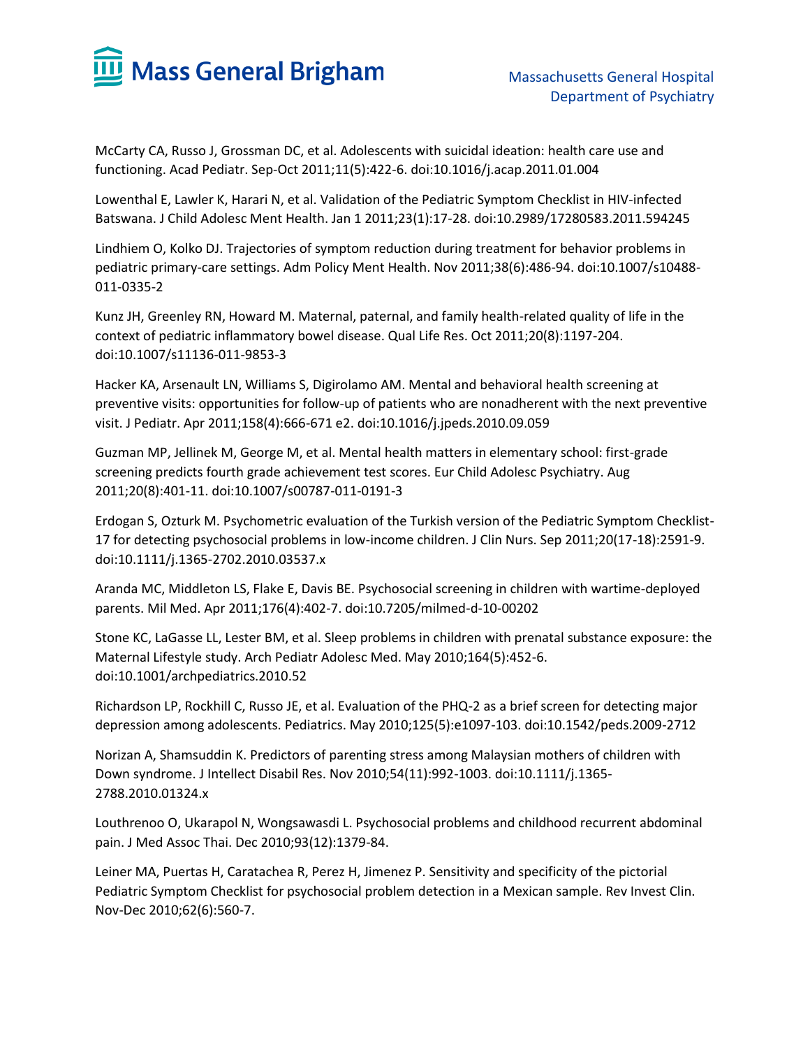McCarty CA, Russo J, Grossman DC, et al. Adolescents with suicidal ideation: health care use and functioning. Acad Pediatr. Sep-Oct 2011;11(5):422-6. doi:10.1016/j.acap.2011.01.004

Lowenthal E, Lawler K, Harari N, et al. Validation of the Pediatric Symptom Checklist in HIV-infected Batswana. J Child Adolesc Ment Health. Jan 1 2011;23(1):17-28. doi:10.2989/17280583.2011.594245

Lindhiem O, Kolko DJ. Trajectories of symptom reduction during treatment for behavior problems in pediatric primary-care settings. Adm Policy Ment Health. Nov 2011;38(6):486-94. doi:10.1007/s10488-011-0335-2

Kunz JH, Greenley RN, Howard M. Maternal, paternal, and family health-related quality of life in the context of pediatric inflammatory bowel disease. Qual Life Res. Oct 2011;20(8):1197-204. doi:10.1007/s11136-011-9853-3

Hacker KA, Arsenault LN, Williams S, Digirolamo AM. Mental and behavioral health screening at preventive visits: opportunities for follow-up of patients who are nonadherent with the next preventive visit. J Pediatr. Apr 2011;158(4):666-671 e2. doi:10.1016/j.jpeds.2010.09.059

Guzman MP, Jellinek M, George M, et al. Mental health matters in elementary school: first-grade screening predicts fourth grade achievement test scores. Eur Child Adolesc Psychiatry. Aug 2011;20(8):401-11. doi:10.1007/s00787-011-0191-3

Erdogan S, Ozturk M. Psychometric evaluation of the Turkish version of the Pediatric Symptom Checklist-17 for detecting psychosocial problems in low-income children. J Clin Nurs. Sep 2011;20(17-18):2591-9. doi:10.1111/j.1365-2702.2010.03537.x

Aranda MC, Middleton LS, Flake E, Davis BE. Psychosocial screening in children with wartime-deployed parents. Mil Med. Apr 2011;176(4):402-7. doi:10.7205/milmed-d-10-00202

Stone KC, LaGasse LL, Lester BM, et al. Sleep problems in children with prenatal substance exposure: the Maternal Lifestyle study. Arch Pediatr Adolesc Med. May 2010;164(5):452-6. doi:10.1001/archpediatrics.2010.52

Richardson LP, Rockhill C, Russo JE, et al. Evaluation of the PHQ-2 as a brief screen for detecting major depression among adolescents. Pediatrics. May 2010;125(5):e1097-103. doi:10.1542/peds.2009-2712

Norizan A, Shamsuddin K. Predictors of parenting stress among Malaysian mothers of children with Down syndrome. J Intellect Disabil Res. Nov 2010;54(11):992-1003. doi:10.1111/j.1365-2788.2010.01324.x

Louthrenoo O, Ukarapol N, Wongsawasdi L. Psychosocial problems and childhood recurrent abdominal pain. J Med Assoc Thai. Dec 2010;93(12):1379-84.

Leiner MA, Puertas H, Caratachea R, Perez H, Jimenez P. Sensitivity and specificity of the pictorial Pediatric Symptom Checklist for psychosocial problem detection in a Mexican sample. Rev Invest Clin. Nov-Dec 2010;62(6):560-7.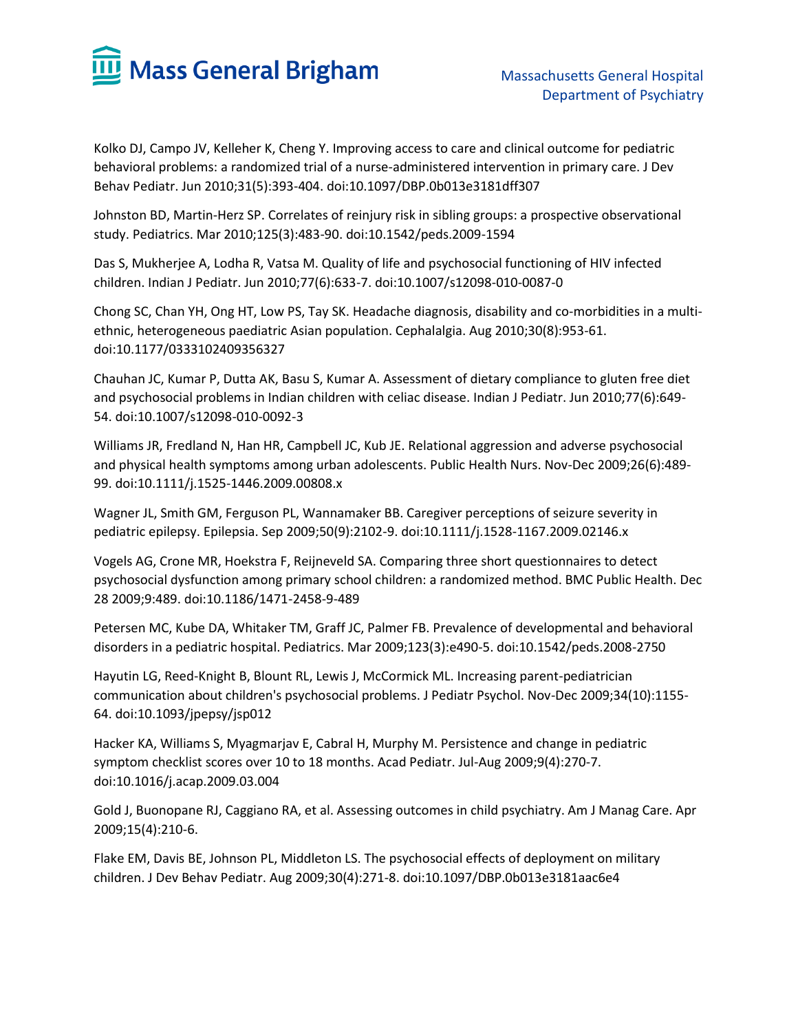Kolko DJ, Campo JV, Kelleher K, Cheng Y. Improving access to care and clinical outcome for pediatric behavioral problems: a randomized trial of a nurse-administered intervention in primary care. J Dev Behav Pediatr. Jun 2010;31(5):393-404. doi:10.1097/DBP.0b013e3181dff307

Johnston BD, Martin-Herz SP. Correlates of reinjury risk in sibling groups: a prospective observational study. Pediatrics. Mar 2010;125(3):483-90. doi:10.1542/peds.2009-1594

Das S, Mukherjee A, Lodha R, Vatsa M. Quality of life and psychosocial functioning of HIV infected children. Indian J Pediatr. Jun 2010;77(6):633-7. doi:10.1007/s12098-010-0087-0

Chong SC, Chan YH, Ong HT, Low PS, Tay SK. Headache diagnosis, disability and co-morbidities in a multi-ethnic, heterogeneous paediatric Asian population. Cephalalgia. Aug 2010;30(8):953-61. doi:10.1177/0333102409356327

Chauhan JC, Kumar P, Dutta AK, Basu S, Kumar A. Assessment of dietary compliance to gluten free diet and psychosocial problems in Indian children with celiac disease. Indian J Pediatr. Jun 2010;77(6):649-54. doi:10.1007/s12098-010-0092-3

Williams JR, Fredland N, Han HR, Campbell JC, Kub JE. Relational aggression and adverse psychosocial and physical health symptoms among urban adolescents. Public Health Nurs. Nov-Dec 2009;26(6):489-99. doi:10.1111/j.1525-1446.2009.00808.x

Wagner JL, Smith GM, Ferguson PL, Wannamaker BB. Caregiver perceptions of seizure severity in pediatric epilepsy. Epilepsia. Sep 2009;50(9):2102-9. doi:10.1111/j.1528-1167.2009.02146.x

Vogels AG, Crone MR, Hoekstra F, Reijneveld SA. Comparing three short questionnaires to detect psychosocial dysfunction among primary school children: a randomized method. BMC Public Health. Dec 28 2009;9:489. doi:10.1186/1471-2458-9-489

Petersen MC, Kube DA, Whitaker TM, Graff JC, Palmer FB. Prevalence of developmental and behavioral disorders in a pediatric hospital. Pediatrics. Mar 2009;123(3):e490-5. doi:10.1542/peds.2008-2750

Hayutin LG, Reed-Knight B, Blount RL, Lewis J, McCormick ML. Increasing parent-pediatrician communication about children's psychosocial problems. J Pediatr Psychol. Nov-Dec 2009;34(10):1155-64. doi:10.1093/jpepsy/jsp012

Hacker KA, Williams S, Myagmarjav E, Cabral H, Murphy M. Persistence and change in pediatric symptom checklist scores over 10 to 18 months. Acad Pediatr. Jul-Aug 2009;9(4):270-7. doi:10.1016/j.acap.2009.03.004

Gold J, Buonopane RJ, Caggiano RA, et al. Assessing outcomes in child psychiatry. Am J Manag Care. Apr 2009;15(4):210-6.

Flake EM, Davis BE, Johnson PL, Middleton LS. The psychosocial effects of deployment on military children. J Dev Behav Pediatr. Aug 2009;30(4):271-8. doi:10.1097/DBP.0b013e3181aac6e4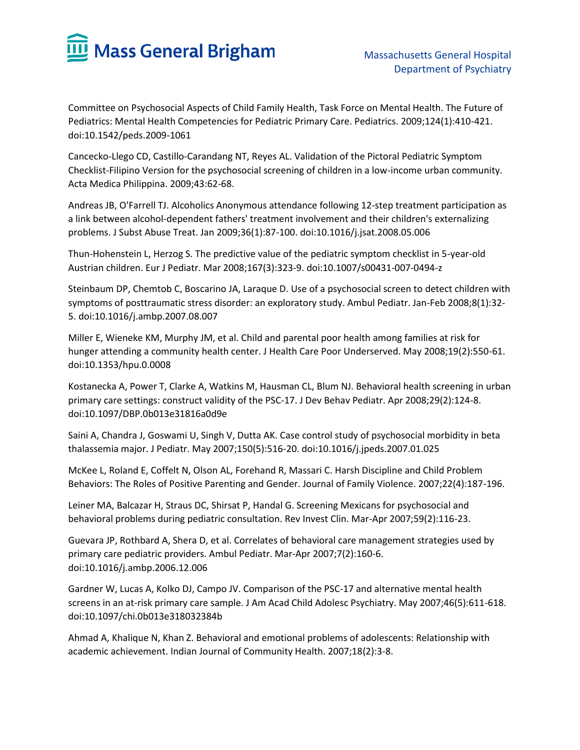Committee on Psychosocial Aspects of Child Family Health, Task Force on Mental Health. The Future of Pediatrics: Mental Health Competencies for Pediatric Primary Care. Pediatrics. 2009;124(1):410-421. doi:10.1542/peds.2009-1061

Cancecko-Llego CD, Castillo-Carandang NT, Reyes AL. Validation of the Pictoral Pediatric Symptom Checklist-Filipino Version for the psychosocial screening of children in a low-income urban community. Acta Medica Philippina. 2009;43:62-68.

Andreas JB, O'Farrell TJ. Alcoholics Anonymous attendance following 12-step treatment participation as a link between alcohol-dependent fathers' treatment involvement and their children's externalizing problems. J Subst Abuse Treat. Jan 2009;36(1):87-100. doi:10.1016/j.jsat.2008.05.006

Thun-Hohenstein L, Herzog S. The predictive value of the pediatric symptom checklist in 5-year-old Austrian children. Eur J Pediatr. Mar 2008;167(3):323-9. doi:10.1007/s00431-007-0494-z

Steinbaum DP, Chemtob C, Boscarino JA, Laraque D. Use of a psychosocial screen to detect children with symptoms of posttraumatic stress disorder: an exploratory study. Ambul Pediatr. Jan-Feb 2008;8(1):32-5. doi:10.1016/j.ambp.2007.08.007

Miller E, Wieneke KM, Murphy JM, et al. Child and parental poor health among families at risk for hunger attending a community health center. J Health Care Poor Underserved. May 2008;19(2):550-61. doi:10.1353/hpu.0.0008

Kostanecka A, Power T, Clarke A, Watkins M, Hausman CL, Blum NJ. Behavioral health screening in urban primary care settings: construct validity of the PSC-17. J Dev Behav Pediatr. Apr 2008;29(2):124-8. doi:10.1097/DBP.0b013e31816a0d9e

Saini A, Chandra J, Goswami U, Singh V, Dutta AK. Case control study of psychosocial morbidity in beta thalassemia major. J Pediatr. May 2007;150(5):516-20. doi:10.1016/j.jpeds.2007.01.025

McKee L, Roland E, Coffelt N, Olson AL, Forehand R, Massari C. Harsh Discipline and Child Problem Behaviors: The Roles of Positive Parenting and Gender. Journal of Family Violence. 2007;22(4):187-196.

Leiner MA, Balcazar H, Straus DC, Shirsat P, Handal G. Screening Mexicans for psychosocial and behavioral problems during pediatric consultation. Rev Invest Clin. Mar-Apr 2007;59(2):116-23.

Guevara JP, Rothbard A, Shera D, et al. Correlates of behavioral care management strategies used by primary care pediatric providers. Ambul Pediatr. Mar-Apr 2007;7(2):160-6. doi:10.1016/j.ambp.2006.12.006

Gardner W, Lucas A, Kolko DJ, Campo JV. Comparison of the PSC-17 and alternative mental health screens in an at-risk primary care sample. J Am Acad Child Adolesc Psychiatry. May 2007;46(5):611-618. doi:10.1097/chi.0b013e318032384b

Ahmad A, Khalique N, Khan Z. Behavioral and emotional problems of adolescents: Relationship with academic achievement. Indian Journal of Community Health. 2007;18(2):3-8.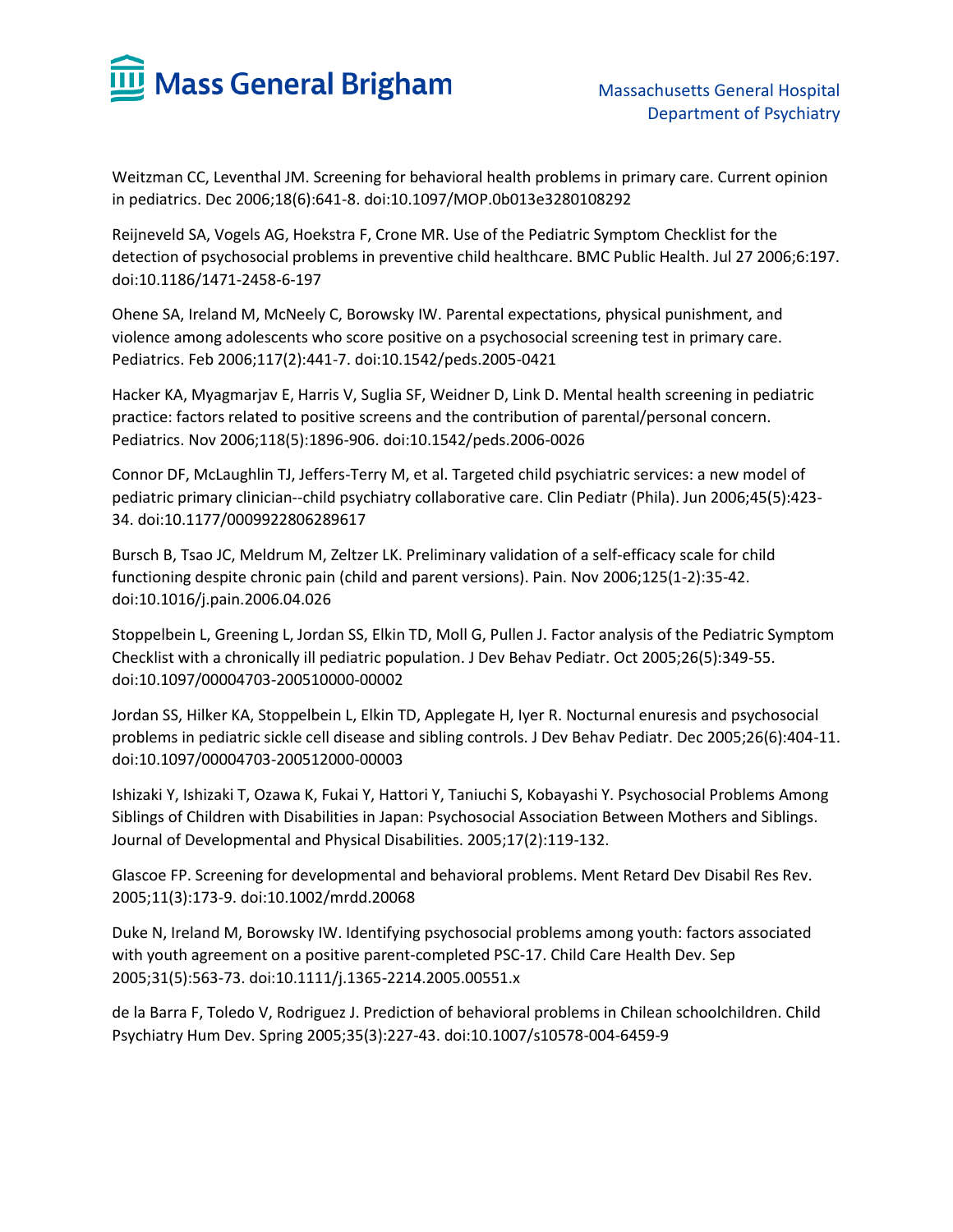Weitzman CC, Leventhal JM. Screening for behavioral health problems in primary care. Current opinion in pediatrics. Dec 2006;18(6):641-8. doi:10.1097/MOP.0b013e3280108292

Reijneveld SA, Vogels AG, Hoekstra F, Crone MR. Use of the Pediatric Symptom Checklist for the detection of psychosocial problems in preventive child healthcare. BMC Public Health. Jul 27 2006;6:197. doi:10.1186/1471-2458-6-197

Ohene SA, Ireland M, McNeely C, Borowsky IW. Parental expectations, physical punishment, and violence among adolescents who score positive on a psychosocial screening test in primary care. Pediatrics. Feb 2006;117(2):441-7. doi:10.1542/peds.2005-0421

Hacker KA, Myagmarjav E, Harris V, Suglia SF, Weidner D, Link D. Mental health screening in pediatric practice: factors related to positive screens and the contribution of parental/personal concern. Pediatrics. Nov 2006;118(5):1896-906. doi:10.1542/peds.2006-0026

Connor DF, McLaughlin TJ, Jeffers-Terry M, et al. Targeted child psychiatric services: a new model of pediatric primary clinician--child psychiatry collaborative care. Clin Pediatr (Phila). Jun 2006;45(5):423-34. doi:10.1177/0009922806289617

Bursch B, Tsao JC, Meldrum M, Zeltzer LK. Preliminary validation of a self-efficacy scale for child functioning despite chronic pain (child and parent versions). Pain. Nov 2006;125(1-2):35-42. doi:10.1016/j.pain.2006.04.026

Stoppelbein L, Greening L, Jordan SS, Elkin TD, Moll G, Pullen J. Factor analysis of the Pediatric Symptom Checklist with a chronically ill pediatric population. J Dev Behav Pediatr. Oct 2005;26(5):349-55. doi:10.1097/00004703-200510000-00002

Jordan SS, Hilker KA, Stoppelbein L, Elkin TD, Applegate H, Iyer R. Nocturnal enuresis and psychosocial problems in pediatric sickle cell disease and sibling controls. J Dev Behav Pediatr. Dec 2005;26(6):404-11. doi:10.1097/00004703-200512000-00003

Ishizaki Y, Ishizaki T, Ozawa K, Fukai Y, Hattori Y, Taniuchi S, Kobayashi Y. Psychosocial Problems Among Siblings of Children with Disabilities in Japan: Psychosocial Association Between Mothers and Siblings. Journal of Developmental and Physical Disabilities. 2005;17(2):119-132.

Glascoe FP. Screening for developmental and behavioral problems. Ment Retard Dev Disabil Res Rev. 2005;11(3):173-9. doi:10.1002/mrdd.20068

Duke N, Ireland M, Borowsky IW. Identifying psychosocial problems among youth: factors associated with youth agreement on a positive parent-completed PSC-17. Child Care Health Dev. Sep 2005;31(5):563-73. doi:10.1111/j.1365-2214.2005.00551.x

de la Barra F, Toledo V, Rodriguez J. Prediction of behavioral problems in Chilean schoolchildren. Child Psychiatry Hum Dev. Spring 2005;35(3):227-43. doi:10.1007/s10578-004-6459-9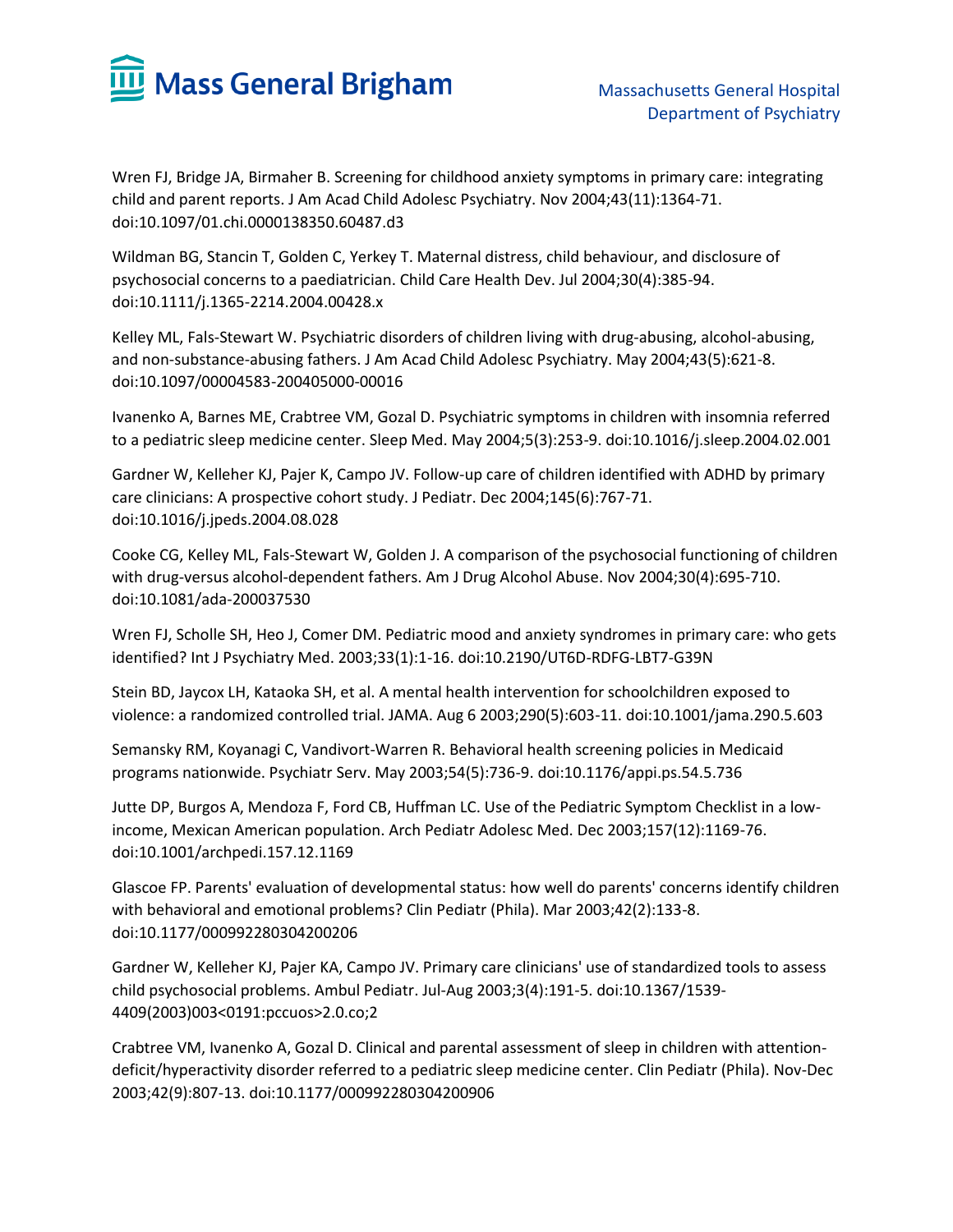Wren FJ, Bridge JA, Birmaher B. Screening for childhood anxiety symptoms in primary care: integrating child and parent reports. J Am Acad Child Adolesc Psychiatry. Nov 2004;43(11):1364-71. doi:10.1097/01.chi.0000138350.60487.d3

Wildman BG, Stancin T, Golden C, Yerkey T. Maternal distress, child behaviour, and disclosure of psychosocial concerns to a paediatrician. Child Care Health Dev. Jul 2004;30(4):385-94. doi:10.1111/j.1365-2214.2004.00428.x

Kelley ML, Fals-Stewart W. Psychiatric disorders of children living with drug-abusing, alcohol-abusing, and non-substance-abusing fathers. J Am Acad Child Adolesc Psychiatry. May 2004;43(5):621-8. doi:10.1097/00004583-200405000-00016

Ivanenko A, Barnes ME, Crabtree VM, Gozal D. Psychiatric symptoms in children with insomnia referred to a pediatric sleep medicine center. Sleep Med. May 2004;5(3):253-9. doi:10.1016/j.sleep.2004.02.001

Gardner W, Kelleher KJ, Pajer K, Campo JV. Follow-up care of children identified with ADHD by primary care clinicians: A prospective cohort study. J Pediatr. Dec 2004;145(6):767-71. doi:10.1016/j.jpeds.2004.08.028

Cooke CG, Kelley ML, Fals-Stewart W, Golden J. A comparison of the psychosocial functioning of children with drug-versus alcohol-dependent fathers. Am J Drug Alcohol Abuse. Nov 2004;30(4):695-710. doi:10.1081/ada-200037530

Wren FJ, Scholle SH, Heo J, Comer DM. Pediatric mood and anxiety syndromes in primary care: who gets identified? Int J Psychiatry Med. 2003;33(1):1-16. doi:10.2190/UT6D-RDFG-LBT7-G39N

Stein BD, Jaycox LH, Kataoka SH, et al. A mental health intervention for schoolchildren exposed to violence: a randomized controlled trial. JAMA. Aug 6 2003;290(5):603-11. doi:10.1001/jama.290.5.603

Semansky RM, Koyanagi C, Vandivort-Warren R. Behavioral health screening policies in Medicaid programs nationwide. Psychiatr Serv. May 2003;54(5):736-9. doi:10.1176/appi.ps.54.5.736

Jutte DP, Burgos A, Mendoza F, Ford CB, Huffman LC. Use of the Pediatric Symptom Checklist in a low-income, Mexican American population. Arch Pediatr Adolesc Med. Dec 2003;157(12):1169-76. doi:10.1001/archpedi.157.12.1169

Glascoe FP. Parents' evaluation of developmental status: how well do parents' concerns identify children with behavioral and emotional problems? Clin Pediatr (Phila). Mar 2003;42(2):133-8. doi:10.1177/000992280304200206

Gardner W, Kelleher KJ, Pajer KA, Campo JV. Primary care clinicians' use of standardized tools to assess child psychosocial problems. Ambul Pediatr. Jul-Aug 2003;3(4):191-5. doi:10.1367/1539-4409(2003)003<0191:pccuos>2.0.co;2

Crabtree VM, Ivanenko A, Gozal D. Clinical and parental assessment of sleep in children with attention-deficit/hyperactivity disorder referred to a pediatric sleep medicine center. Clin Pediatr (Phila). Nov-Dec 2003;42(9):807-13. doi:10.1177/000992280304200906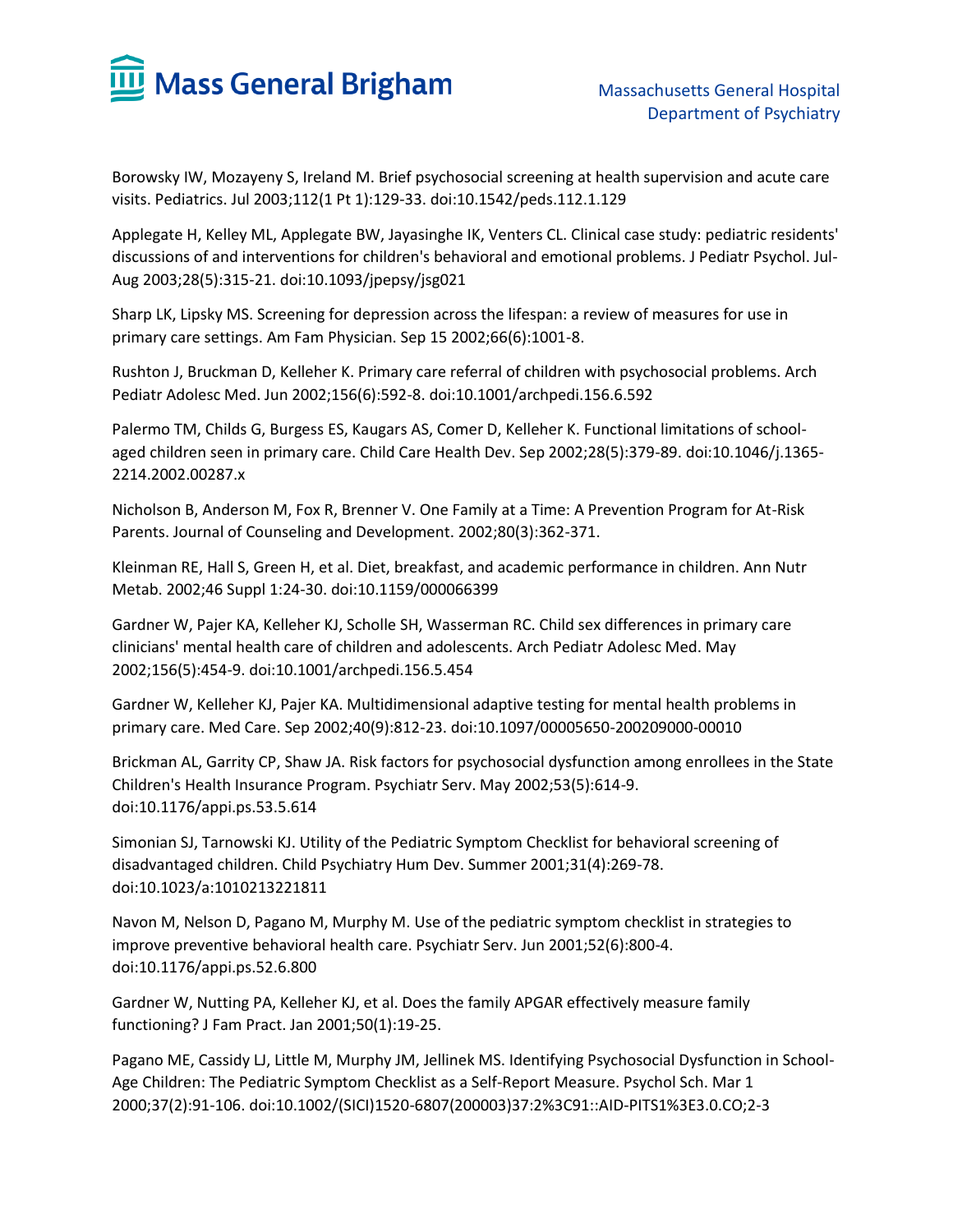Borowsky IW, Mozayeny S, Ireland M. Brief psychosocial screening at health supervision and acute care visits. Pediatrics. Jul 2003;112(1 Pt 1):129-33. doi:10.1542/peds.112.1.129

Applegate H, Kelley ML, Applegate BW, Jayasinghe IK, Venters CL. Clinical case study: pediatric residents' discussions of and interventions for children's behavioral and emotional problems. J Pediatr Psychol. Jul-Aug 2003;28(5):315-21. doi:10.1093/jpepsy/jsg021

Sharp LK, Lipsky MS. Screening for depression across the lifespan: a review of measures for use in primary care settings. Am Fam Physician. Sep 15 2002;66(6):1001-8.

Rushton J, Bruckman D, Kelleher K. Primary care referral of children with psychosocial problems. Arch Pediatr Adolesc Med. Jun 2002;156(6):592-8. doi:10.1001/archpedi.156.6.592

Palermo TM, Childs G, Burgess ES, Kaugars AS, Comer D, Kelleher K. Functional limitations of school-aged children seen in primary care. Child Care Health Dev. Sep 2002;28(5):379-89. doi:10.1046/j.1365-2214.2002.00287.x

Nicholson B, Anderson M, Fox R, Brenner V. One Family at a Time: A Prevention Program for At-Risk Parents. Journal of Counseling and Development. 2002;80(3):362-371.

Kleinman RE, Hall S, Green H, et al. Diet, breakfast, and academic performance in children. Ann Nutr Metab. 2002;46 Suppl 1:24-30. doi:10.1159/000066399

Gardner W, Pajer KA, Kelleher KJ, Scholle SH, Wasserman RC. Child sex differences in primary care clinicians' mental health care of children and adolescents. Arch Pediatr Adolesc Med. May 2002;156(5):454-9. doi:10.1001/archpedi.156.5.454

Gardner W, Kelleher KJ, Pajer KA. Multidimensional adaptive testing for mental health problems in primary care. Med Care. Sep 2002;40(9):812-23. doi:10.1097/00005650-200209000-00010

Brickman AL, Garrity CP, Shaw JA. Risk factors for psychosocial dysfunction among enrollees in the State Children's Health Insurance Program. Psychiatr Serv. May 2002;53(5):614-9. doi:10.1176/appi.ps.53.5.614

Simonian SJ, Tarnowski KJ. Utility of the Pediatric Symptom Checklist for behavioral screening of disadvantaged children. Child Psychiatry Hum Dev. Summer 2001;31(4):269-78. doi:10.1023/a:1010213221811

Navon M, Nelson D, Pagano M, Murphy M. Use of the pediatric symptom checklist in strategies to improve preventive behavioral health care. Psychiatr Serv. Jun 2001;52(6):800-4. doi:10.1176/appi.ps.52.6.800

Gardner W, Nutting PA, Kelleher KJ, et al. Does the family APGAR effectively measure family functioning? J Fam Pract. Jan 2001;50(1):19-25.

Pagano ME, Cassidy LJ, Little M, Murphy JM, Jellinek MS. Identifying Psychosocial Dysfunction in School-Age Children: The Pediatric Symptom Checklist as a Self-Report Measure. Psychol Sch. Mar 1 2000;37(2):91-106. doi:10.1002/(SICI)1520-6807(200003)37:2%3C91::AID-PITS1%3E3.0.CO;2-3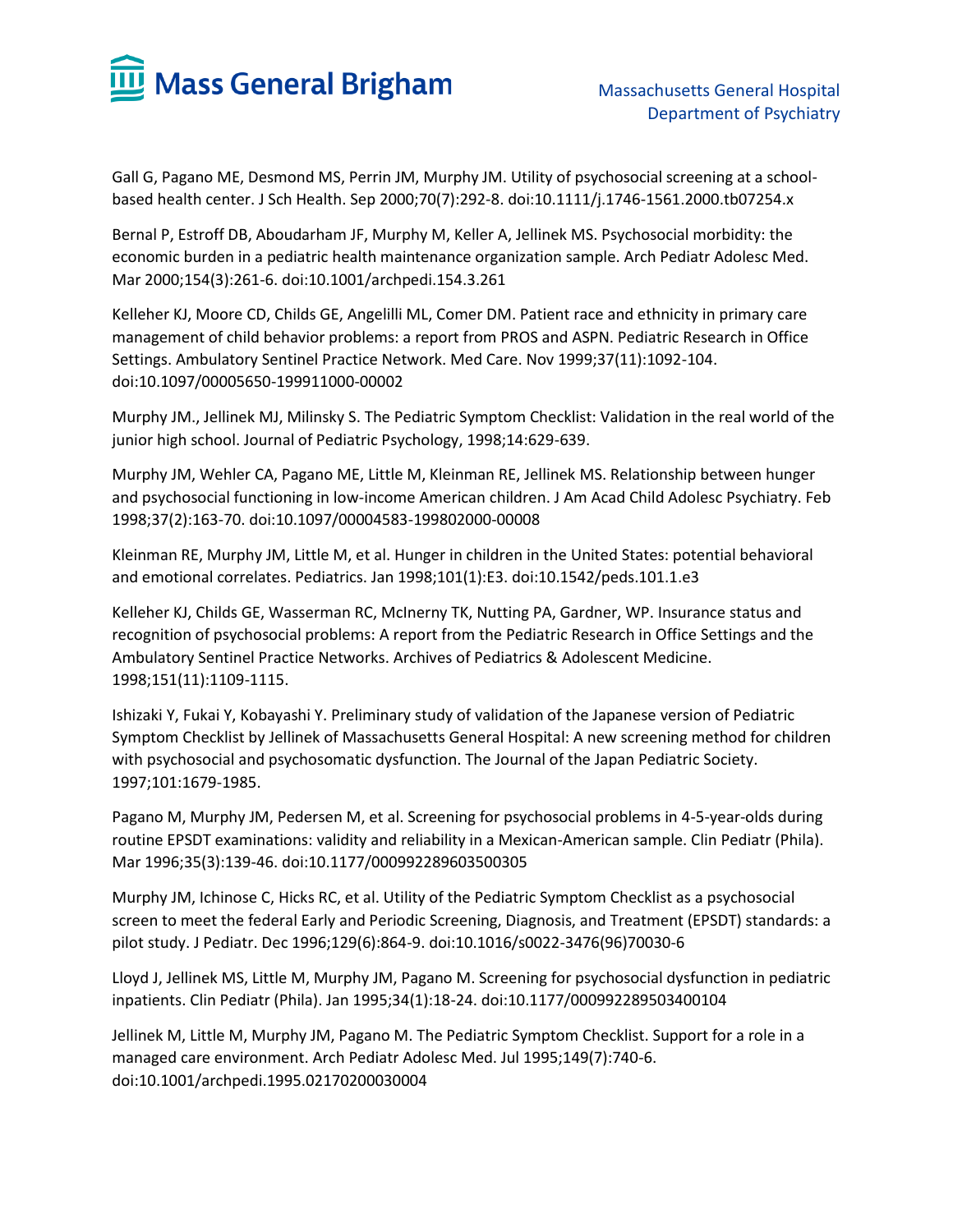Gall G, Pagano ME, Desmond MS, Perrin JM, Murphy JM. Utility of psychosocial screening at a school-based health center. J Sch Health. Sep 2000;70(7):292-8. doi:10.1111/j.1746-1561.2000.tb07254.x

Bernal P, Estroff DB, Aboudarham JF, Murphy M, Keller A, Jellinek MS. Psychosocial morbidity: the economic burden in a pediatric health maintenance organization sample. Arch Pediatr Adolesc Med. Mar 2000;154(3):261-6. doi:10.1001/archpedi.154.3.261

Kelleher KJ, Moore CD, Childs GE, Angelilli ML, Comer DM. Patient race and ethnicity in primary care management of child behavior problems: a report from PROS and ASPN. Pediatric Research in Office Settings. Ambulatory Sentinel Practice Network. Med Care. Nov 1999;37(11):1092-104. doi:10.1097/00005650-199911000-00002

Murphy JM., Jellinek MJ, Milinsky S. The Pediatric Symptom Checklist: Validation in the real world of the junior high school. Journal of Pediatric Psychology, 1998;14:629-639.

Murphy JM, Wehler CA, Pagano ME, Little M, Kleinman RE, Jellinek MS. Relationship between hunger and psychosocial functioning in low-income American children. J Am Acad Child Adolesc Psychiatry. Feb 1998;37(2):163-70. doi:10.1097/00004583-199802000-00008

Kleinman RE, Murphy JM, Little M, et al. Hunger in children in the United States: potential behavioral and emotional correlates. Pediatrics. Jan 1998;101(1):E3. doi:10.1542/peds.101.1.e3

Kelleher KJ, Childs GE, Wasserman RC, McInerny TK, Nutting PA, Gardner, WP. Insurance status and recognition of psychosocial problems: A report from the Pediatric Research in Office Settings and the Ambulatory Sentinel Practice Networks. Archives of Pediatrics & Adolescent Medicine. 1998;151(11):1109-1115.

Ishizaki Y, Fukai Y, Kobayashi Y. Preliminary study of validation of the Japanese version of Pediatric Symptom Checklist by Jellinek of Massachusetts General Hospital: A new screening method for children with psychosocial and psychosomatic dysfunction. The Journal of the Japan Pediatric Society. 1997;101:1679-1985.

Pagano M, Murphy JM, Pedersen M, et al. Screening for psychosocial problems in 4-5-year-olds during routine EPSDT examinations: validity and reliability in a Mexican-American sample. Clin Pediatr (Phila). Mar 1996;35(3):139-46. doi:10.1177/000992289603500305

Murphy JM, Ichinose C, Hicks RC, et al. Utility of the Pediatric Symptom Checklist as a psychosocial screen to meet the federal Early and Periodic Screening, Diagnosis, and Treatment (EPSDT) standards: a pilot study. J Pediatr. Dec 1996;129(6):864-9. doi:10.1016/s0022-3476(96)70030-6

Lloyd J, Jellinek MS, Little M, Murphy JM, Pagano M. Screening for psychosocial dysfunction in pediatric inpatients. Clin Pediatr (Phila). Jan 1995;34(1):18-24. doi:10.1177/000992289503400104

Jellinek M, Little M, Murphy JM, Pagano M. The Pediatric Symptom Checklist. Support for a role in a managed care environment. Arch Pediatr Adolesc Med. Jul 1995;149(7):740-6. doi:10.1001/archpedi.1995.02170200030004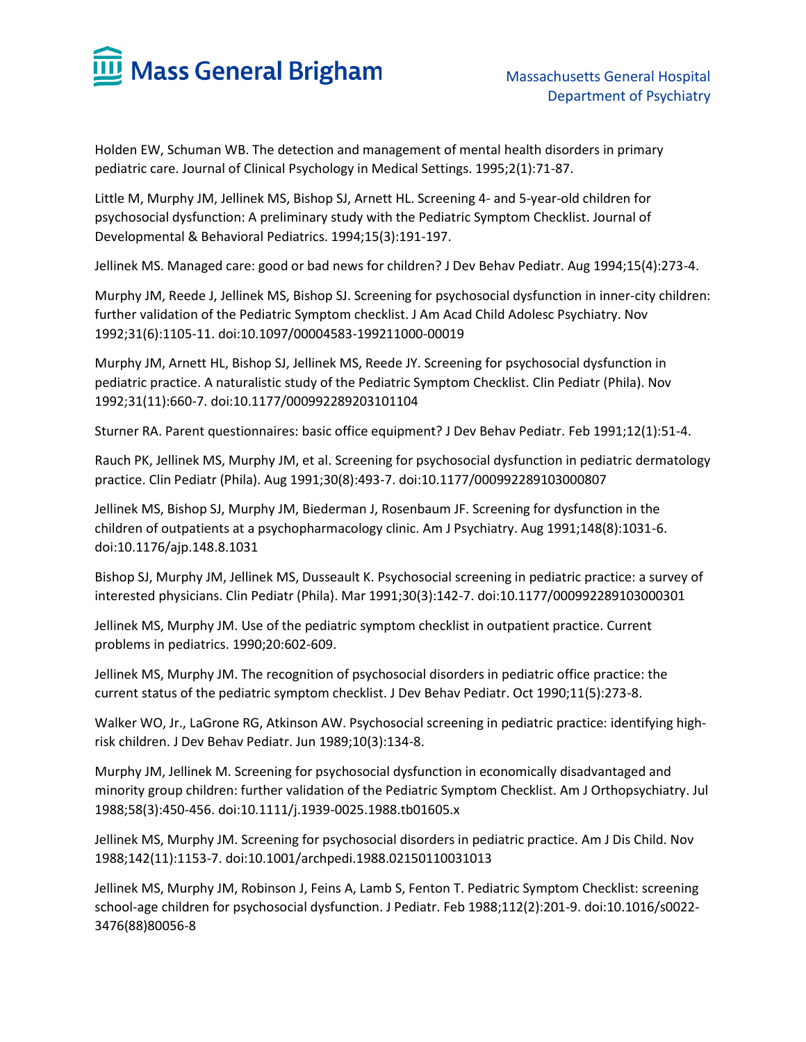Holden EW, Schuman WB. The detection and management of mental health disorders in primary pediatric care. Journal of Clinical Psychology in Medical Settings. 1995;2(1):71-87.

Little M, Murphy JM, Jellinek MS, Bishop SJ, Arnett HL. Screening 4- and 5-year-old children for psychosocial dysfunction: A preliminary study with the Pediatric Symptom Checklist. Journal of Developmental & Behavioral Pediatrics. 1994;15(3):191-197.

Jellinek MS. Managed care: good or bad news for children? J Dev Behav Pediatr. Aug 1994;15(4):273-4.

Murphy JM, Reede J, Jellinek MS, Bishop SJ. Screening for psychosocial dysfunction in inner-city children: further validation of the Pediatric Symptom checklist. J Am Acad Child Adolesc Psychiatry. Nov 1992;31(6):1105-11. doi:10.1097/00004583-199211000-00019

Murphy JM, Arnett HL, Bishop SJ, Jellinek MS, Reede JY. Screening for psychosocial dysfunction in pediatric practice. A naturalistic study of the Pediatric Symptom Checklist. Clin Pediatr (Phila). Nov 1992;31(11):660-7. doi:10.1177/000992289203101104

Sturner RA. Parent questionnaires: basic office equipment? J Dev Behav Pediatr. Feb 1991;12(1):51-4.

Rauch PK, Jellinek MS, Murphy JM, et al. Screening for psychosocial dysfunction in pediatric dermatology practice. Clin Pediatr (Phila). Aug 1991;30(8):493-7. doi:10.1177/000992289103000807

Jellinek MS, Bishop SJ, Murphy JM, Biederman J, Rosenbaum JF. Screening for dysfunction in the children of outpatients at a psychopharmacology clinic. Am J Psychiatry. Aug 1991;148(8):1031-6. doi:10.1176/ajp.148.8.1031

Bishop SJ, Murphy JM, Jellinek MS, Dusseault K. Psychosocial screening in pediatric practice: a survey of interested physicians. Clin Pediatr (Phila). Mar 1991;30(3):142-7. doi:10.1177/000992289103000301

Jellinek MS, Murphy JM. Use of the pediatric symptom checklist in outpatient practice. Current problems in pediatrics. 1990;20:602-609.

Jellinek MS, Murphy JM. The recognition of psychosocial disorders in pediatric office practice: the current status of the pediatric symptom checklist. J Dev Behav Pediatr. Oct 1990;11(5):273-8.

Walker WO, Jr., LaGrone RG, Atkinson AW. Psychosocial screening in pediatric practice: identifying high-risk children. J Dev Behav Pediatr. Jun 1989;10(3):134-8.

Murphy JM, Jellinek M. Screening for psychosocial dysfunction in economically disadvantaged and minority group children: further validation of the Pediatric Symptom Checklist. Am J Orthopsychiatry. Jul 1988;58(3):450-456. doi:10.1111/j.1939-0025.1988.tb01605.x

Jellinek MS, Murphy JM. Screening for psychosocial disorders in pediatric practice. Am J Dis Child. Nov 1988;142(11):1153-7. doi:10.1001/archpedi.1988.02150110031013

Jellinek MS, Murphy JM, Robinson J, Feins A, Lamb S, Fenton T. Pediatric Symptom Checklist: screening school-age children for psychosocial dysfunction. J Pediatr. Feb 1988;112(2):201-9. doi:10.1016/s0022-3476(88)80056-8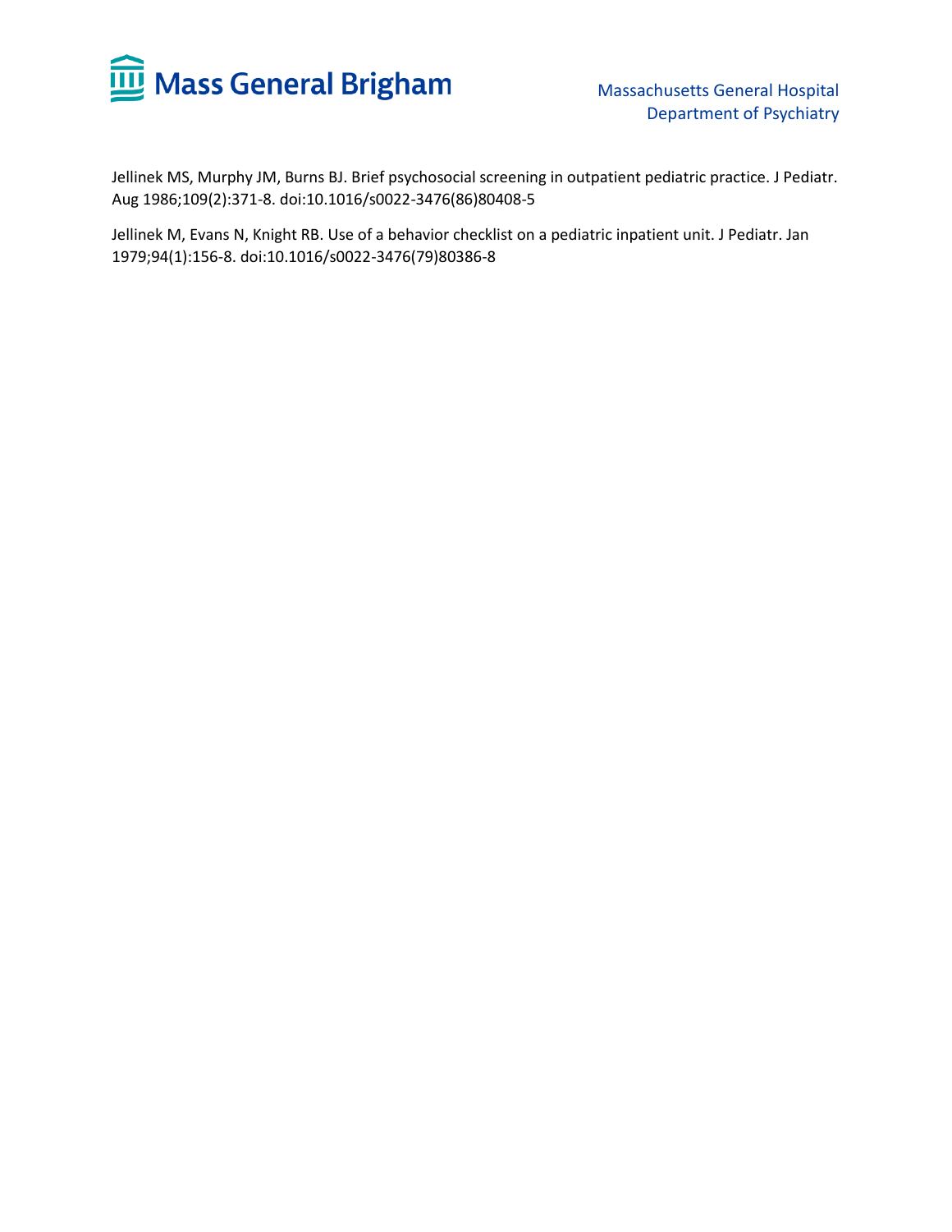Jellinek MS, Murphy JM, Burns BJ. Brief psychosocial screening in outpatient pediatric practice. J Pediatr. Aug 1986;109(2):371-8. doi:10.1016/s0022-3476(86)80408-5

Jellinek M, Evans N, Knight RB. Use of a behavior checklist on a pediatric inpatient unit. J Pediatr. Jan 1979;94(1):156-8. doi:10.1016/s0022-3476(79)80386-8